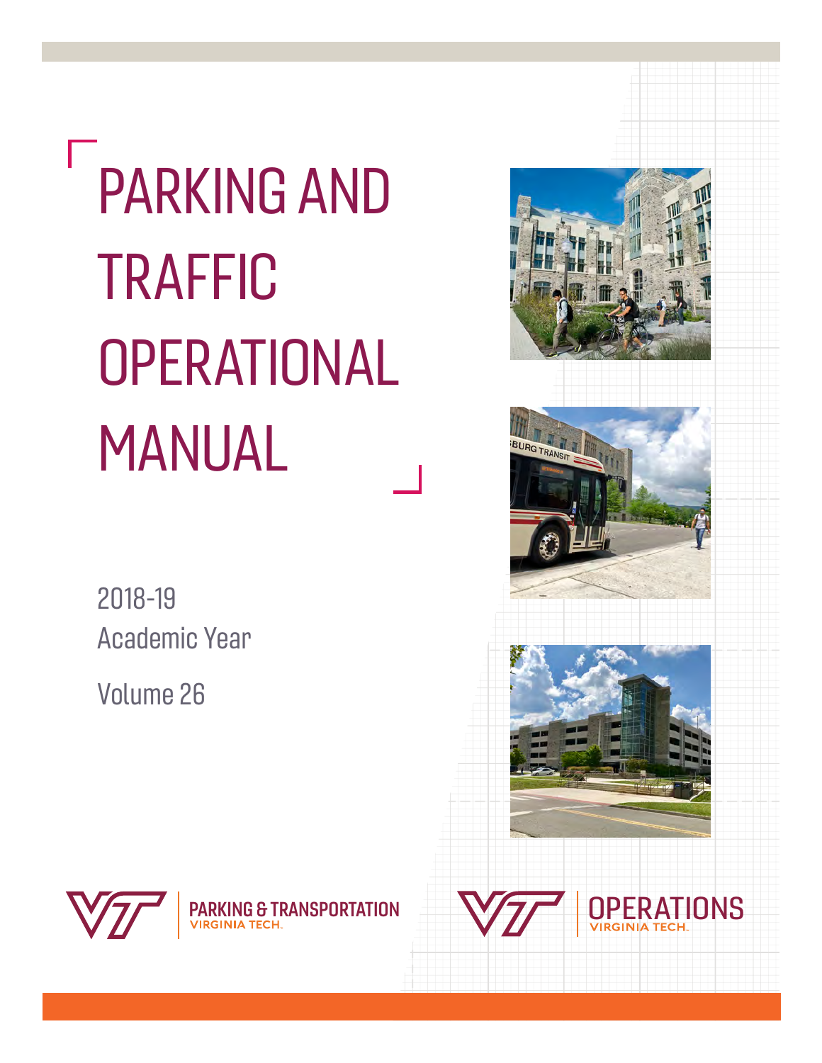# PARKING AND TRAFFIC OPERATIONAL MANUAL

2018-19
Academic Year

Volume 26

PARKING & TRANSPORTATION
VIRGINIA TECH.

OPERATIONS
VIRGINIA TECH.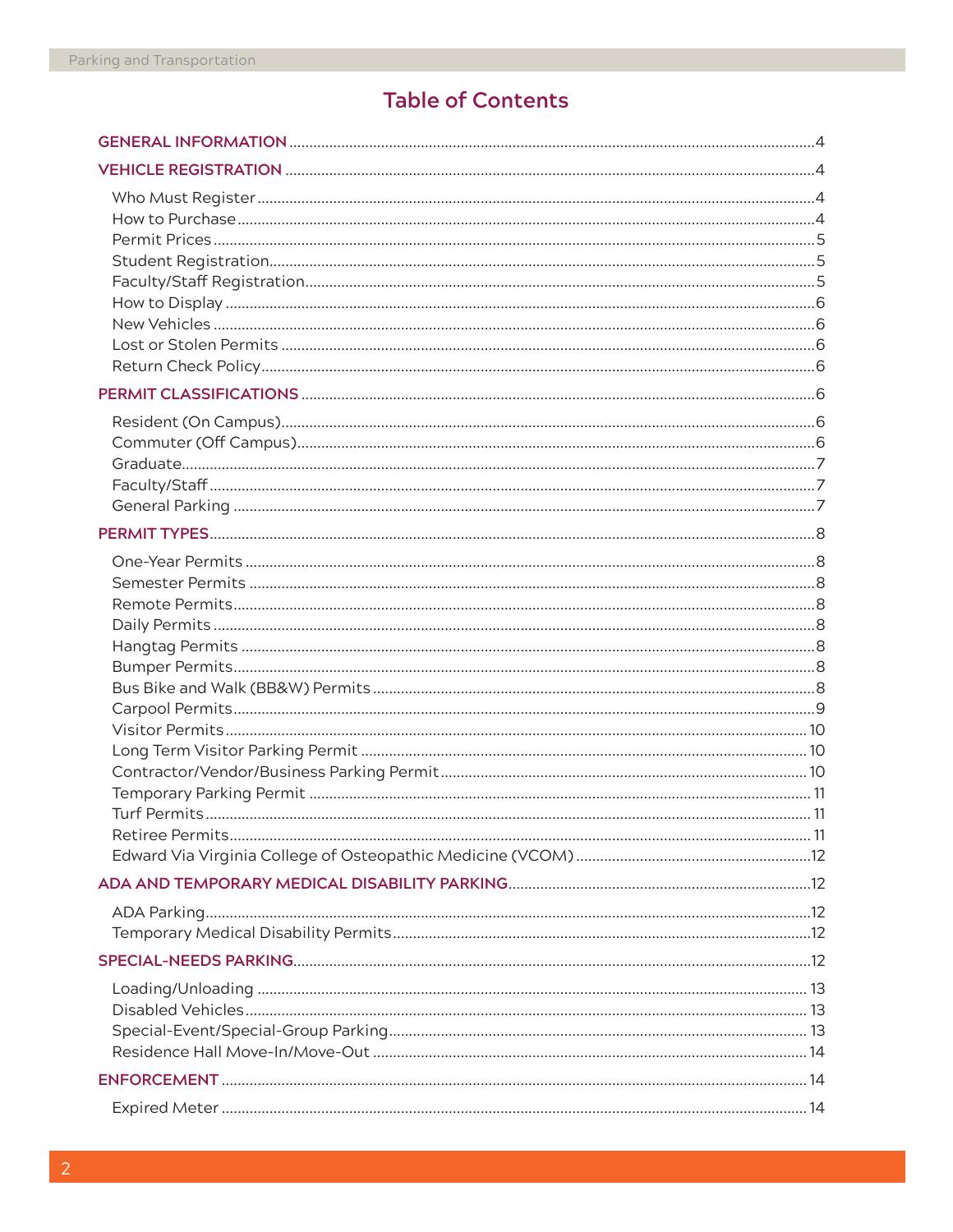# Table of Contents

- **GENERAL INFORMATION** ........ 4
- **VEHICLE REGISTRATION** ........ 4
  - Who Must Register ........ 4
  - How to Purchase ........ 4
  - Permit Prices ........ 5
  - Student Registration ........ 5
  - Faculty/Staff Registration ........ 5
  - How to Display ........ 6
  - New Vehicles ........ 6
  - Lost or Stolen Permits ........ 6
  - Return Check Policy ........ 6
- **PERMIT CLASSIFICATIONS** ........ 6
  - Resident (On Campus) ........ 6
  - Commuter (Off Campus) ........ 6
  - Graduate ........ 7
  - Faculty/Staff ........ 7
  - General Parking ........ 7
- **PERMIT TYPES** ........ 8
  - One-Year Permits ........ 8
  - Semester Permits ........ 8
  - Remote Permits ........ 8
  - Daily Permits ........ 8
  - Hangtag Permits ........ 8
  - Bumper Permits ........ 8
  - Bus Bike and Walk (BB&W) Permits ........ 8
  - Carpool Permits ........ 9
  - Visitor Permits ........ 10
  - Long Term Visitor Parking Permit ........ 10
  - Contractor/Vendor/Business Parking Permit ........ 10
  - Temporary Parking Permit ........ 11
  - Turf Permits ........ 11
  - Retiree Permits ........ 11
  - Edward Via Virginia College of Osteopathic Medicine (VCOM) ........ 12
- **ADA AND TEMPORARY MEDICAL DISABILITY PARKING** ........ 12
  - ADA Parking ........ 12
  - Temporary Medical Disability Permits ........ 12
- **SPECIAL-NEEDS PARKING** ........ 12
  - Loading/Unloading ........ 13
  - Disabled Vehicles ........ 13
  - Special-Event/Special-Group Parking ........ 13
  - Residence Hall Move-In/Move-Out ........ 14
- **ENFORCEMENT** ........ 14
  - Expired Meter ........ 14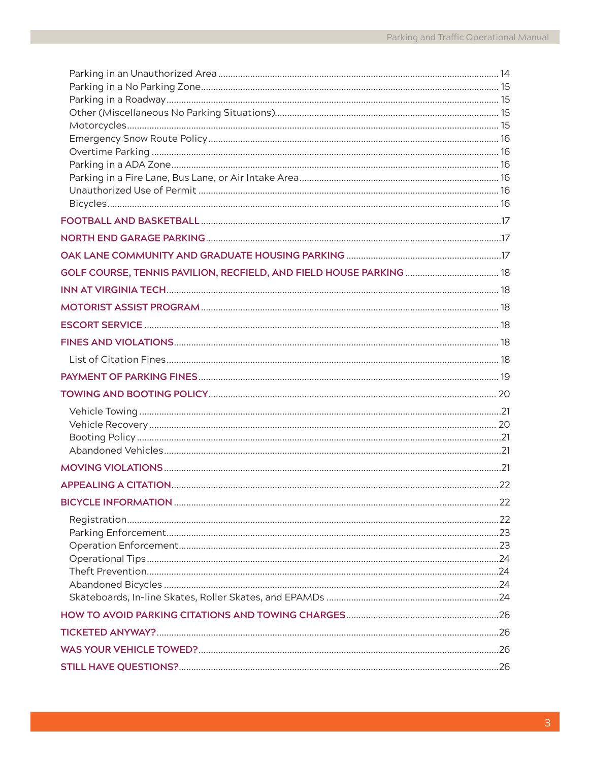Parking in an Unauthorized Area .......... 14
Parking in a No Parking Zone .......... 15
Parking in a Roadway .......... 15
Other (Miscellaneous No Parking Situations) .......... 15
Motorcycles .......... 15
Emergency Snow Route Policy .......... 16
Overtime Parking .......... 16
Parking in a ADA Zone .......... 16
Parking in a Fire Lane, Bus Lane, or Air Intake Area .......... 16
Unauthorized Use of Permit .......... 16
Bicycles .......... 16

**FOOTBALL AND BASKETBALL** .......... 17

**NORTH END GARAGE PARKING** .......... 17

**OAK LANE COMMUNITY AND GRADUATE HOUSING PARKING** .......... 17

**GOLF COURSE, TENNIS PAVILION, RECFIELD, AND FIELD HOUSE PARKING** .......... 18

**INN AT VIRGINIA TECH** .......... 18

**MOTORIST ASSIST PROGRAM** .......... 18

**ESCORT SERVICE** .......... 18

**FINES AND VIOLATIONS** .......... 18

List of Citation Fines .......... 18

**PAYMENT OF PARKING FINES** .......... 19

**TOWING AND BOOTING POLICY** .......... 20

Vehicle Towing .......... 21
Vehicle Recovery .......... 20
Booting Policy .......... 21
Abandoned Vehicles .......... 21

**MOVING VIOLATIONS** .......... 21

**APPEALING A CITATION** .......... 22

**BICYCLE INFORMATION** .......... 22

Registration .......... 22
Parking Enforcement .......... 23
Operation Enforcement .......... 23
Operational Tips .......... 24
Theft Prevention .......... 24
Abandoned Bicycles .......... 24
Skateboards, In-line Skates, Roller Skates, and EPAMDs .......... 24

**HOW TO AVOID PARKING CITATIONS AND TOWING CHARGES** .......... 26

**TICKETED ANYWAY?** .......... 26

**WAS YOUR VEHICLE TOWED?** .......... 26

**STILL HAVE QUESTIONS?** .......... 26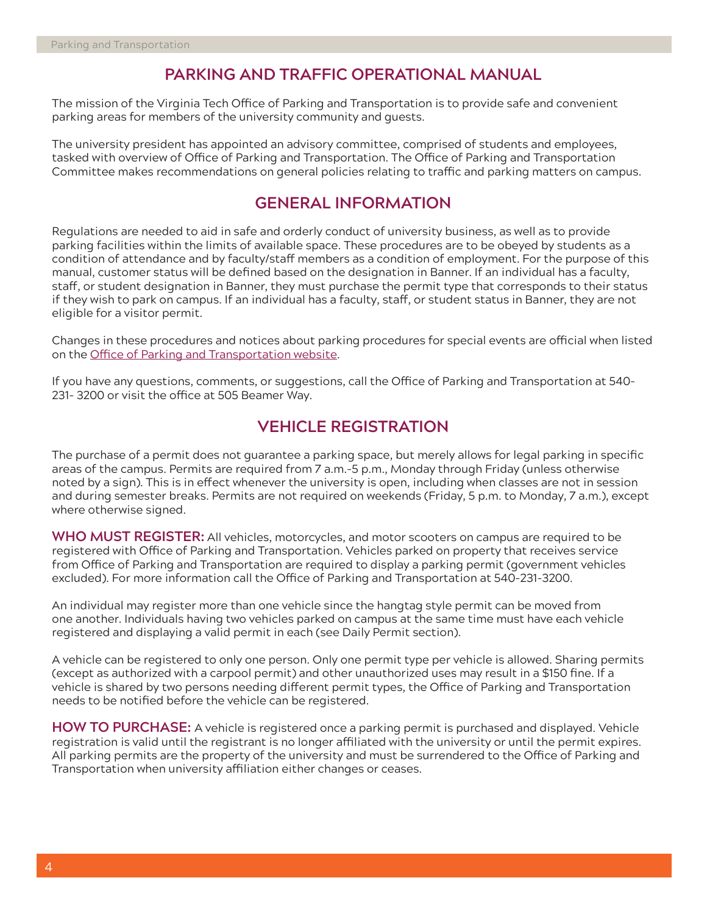## PARKING AND TRAFFIC OPERATIONAL MANUAL

The mission of the Virginia Tech Office of Parking and Transportation is to provide safe and convenient parking areas for members of the university community and guests.

The university president has appointed an advisory committee, comprised of students and employees, tasked with overview of Office of Parking and Transportation. The Office of Parking and Transportation Committee makes recommendations on general policies relating to traffic and parking matters on campus.

## GENERAL INFORMATION

Regulations are needed to aid in safe and orderly conduct of university business, as well as to provide parking facilities within the limits of available space. These procedures are to be obeyed by students as a condition of attendance and by faculty/staff members as a condition of employment. For the purpose of this manual, customer status will be defined based on the designation in Banner. If an individual has a faculty, staff, or student designation in Banner, they must purchase the permit type that corresponds to their status if they wish to park on campus. If an individual has a faculty, staff, or student status in Banner, they are not eligible for a visitor permit.

Changes in these procedures and notices about parking procedures for special events are official when listed on the Office of Parking and Transportation website.

If you have any questions, comments, or suggestions, call the Office of Parking and Transportation at 540-231- 3200 or visit the office at 505 Beamer Way.

## VEHICLE REGISTRATION

The purchase of a permit does not guarantee a parking space, but merely allows for legal parking in specific areas of the campus. Permits are required from 7 a.m.-5 p.m., Monday through Friday (unless otherwise noted by a sign). This is in effect whenever the university is open, including when classes are not in session and during semester breaks. Permits are not required on weekends (Friday, 5 p.m. to Monday, 7 a.m.), except where otherwise signed.

**WHO MUST REGISTER:** All vehicles, motorcycles, and motor scooters on campus are required to be registered with Office of Parking and Transportation. Vehicles parked on property that receives service from Office of Parking and Transportation are required to display a parking permit (government vehicles excluded). For more information call the Office of Parking and Transportation at 540-231-3200.

An individual may register more than one vehicle since the hangtag style permit can be moved from one another. Individuals having two vehicles parked on campus at the same time must have each vehicle registered and displaying a valid permit in each (see Daily Permit section).

A vehicle can be registered to only one person. Only one permit type per vehicle is allowed. Sharing permits (except as authorized with a carpool permit) and other unauthorized uses may result in a $150 fine. If a vehicle is shared by two persons needing different permit types, the Office of Parking and Transportation needs to be notified before the vehicle can be registered.

**HOW TO PURCHASE:** A vehicle is registered once a parking permit is purchased and displayed. Vehicle registration is valid until the registrant is no longer affiliated with the university or until the permit expires. All parking permits are the property of the university and must be surrendered to the Office of Parking and Transportation when university affiliation either changes or ceases.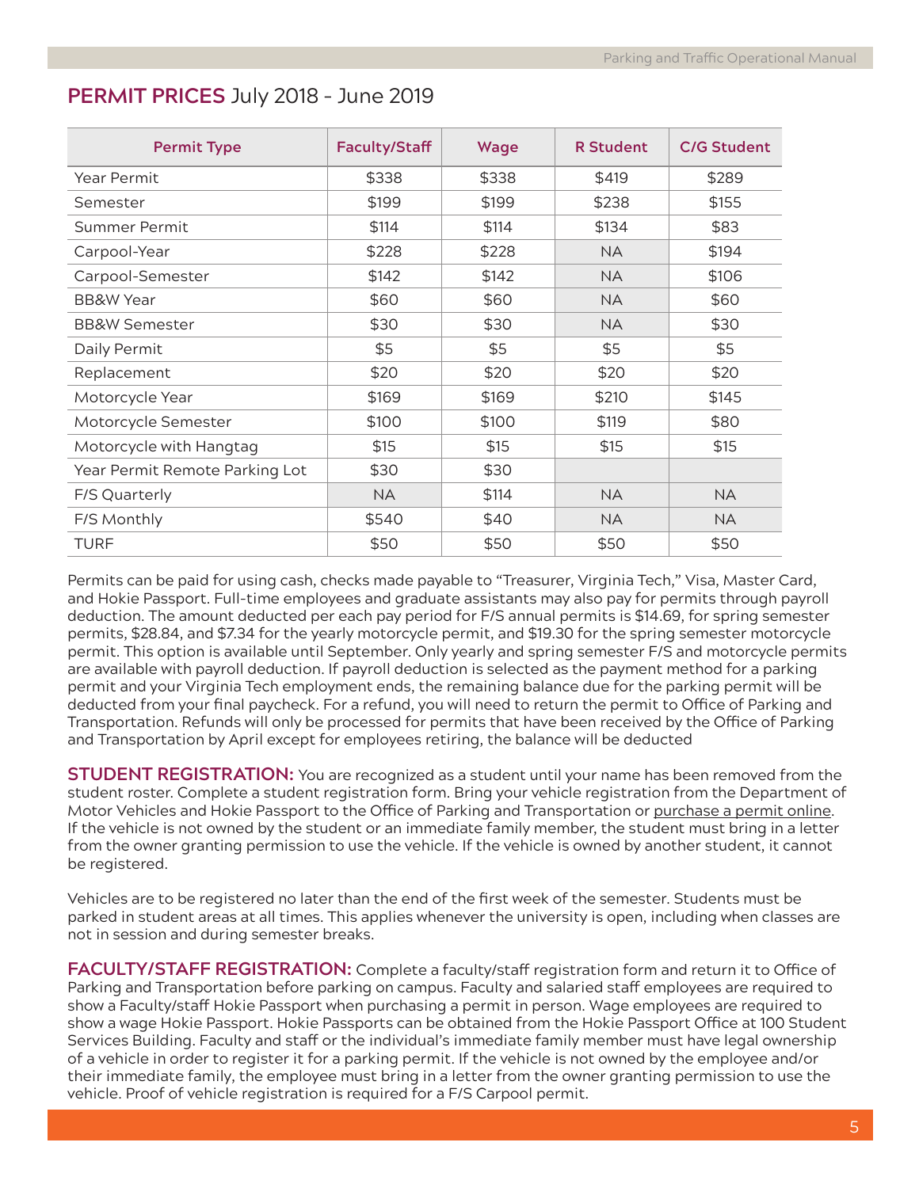## PERMIT PRICES July 2018 - June 2019

| Permit Type | Faculty/Staff | Wage | R Student | C/G Student |
|---|---|---|---|---|
| Year Permit | $338 | $338 | $419 | $289 |
| Semester | $199 | $199 | $238 | $155 |
| Summer Permit | $114 | $114 | $134 | $83 |
| Carpool-Year | $228 | $228 | NA | $194 |
| Carpool-Semester | $142 | $142 | NA | $106 |
| BB&W Year | $60 | $60 | NA | $60 |
| BB&W Semester | $30 | $30 | NA | $30 |
| Daily Permit | $5 | $5 | $5 | $5 |
| Replacement | $20 | $20 | $20 | $20 |
| Motorcycle Year | $169 | $169 | $210 | $145 |
| Motorcycle Semester | $100 | $100 | $119 | $80 |
| Motorcycle with Hangtag | $15 | $15 | $15 | $15 |
| Year Permit Remote Parking Lot | $30 | $30 | | |
| F/S Quarterly | NA | $114 | NA | NA |
| F/S Monthly | $540 | $40 | NA | NA |
| TURF | $50 | $50 | $50 | $50 |

Permits can be paid for using cash, checks made payable to "Treasurer, Virginia Tech," Visa, Master Card, and Hokie Passport. Full-time employees and graduate assistants may also pay for permits through payroll deduction. The amount deducted per each pay period for F/S annual permits is $14.69, for spring semester permits, $28.84, and $7.34 for the yearly motorcycle permit, and $19.30 for the spring semester motorcycle permit. This option is available until September. Only yearly and spring semester F/S and motorcycle permits are available with payroll deduction. If payroll deduction is selected as the payment method for a parking permit and your Virginia Tech employment ends, the remaining balance due for the parking permit will be deducted from your final paycheck. For a refund, you will need to return the permit to Office of Parking and Transportation. Refunds will only be processed for permits that have been received by the Office of Parking and Transportation by April except for employees retiring, the balance will be deducted

**STUDENT REGISTRATION:** You are recognized as a student until your name has been removed from the student roster. Complete a student registration form. Bring your vehicle registration from the Department of Motor Vehicles and Hokie Passport to the Office of Parking and Transportation or purchase a permit online. If the vehicle is not owned by the student or an immediate family member, the student must bring in a letter from the owner granting permission to use the vehicle. If the vehicle is owned by another student, it cannot be registered.

Vehicles are to be registered no later than the end of the first week of the semester. Students must be parked in student areas at all times. This applies whenever the university is open, including when classes are not in session and during semester breaks.

**FACULTY/STAFF REGISTRATION:** Complete a faculty/staff registration form and return it to Office of Parking and Transportation before parking on campus. Faculty and salaried staff employees are required to show a Faculty/staff Hokie Passport when purchasing a permit in person. Wage employees are required to show a wage Hokie Passport. Hokie Passports can be obtained from the Hokie Passport Office at 100 Student Services Building. Faculty and staff or the individual's immediate family member must have legal ownership of a vehicle in order to register it for a parking permit. If the vehicle is not owned by the employee and/or their immediate family, the employee must bring in a letter from the owner granting permission to use the vehicle. Proof of vehicle registration is required for a F/S Carpool permit.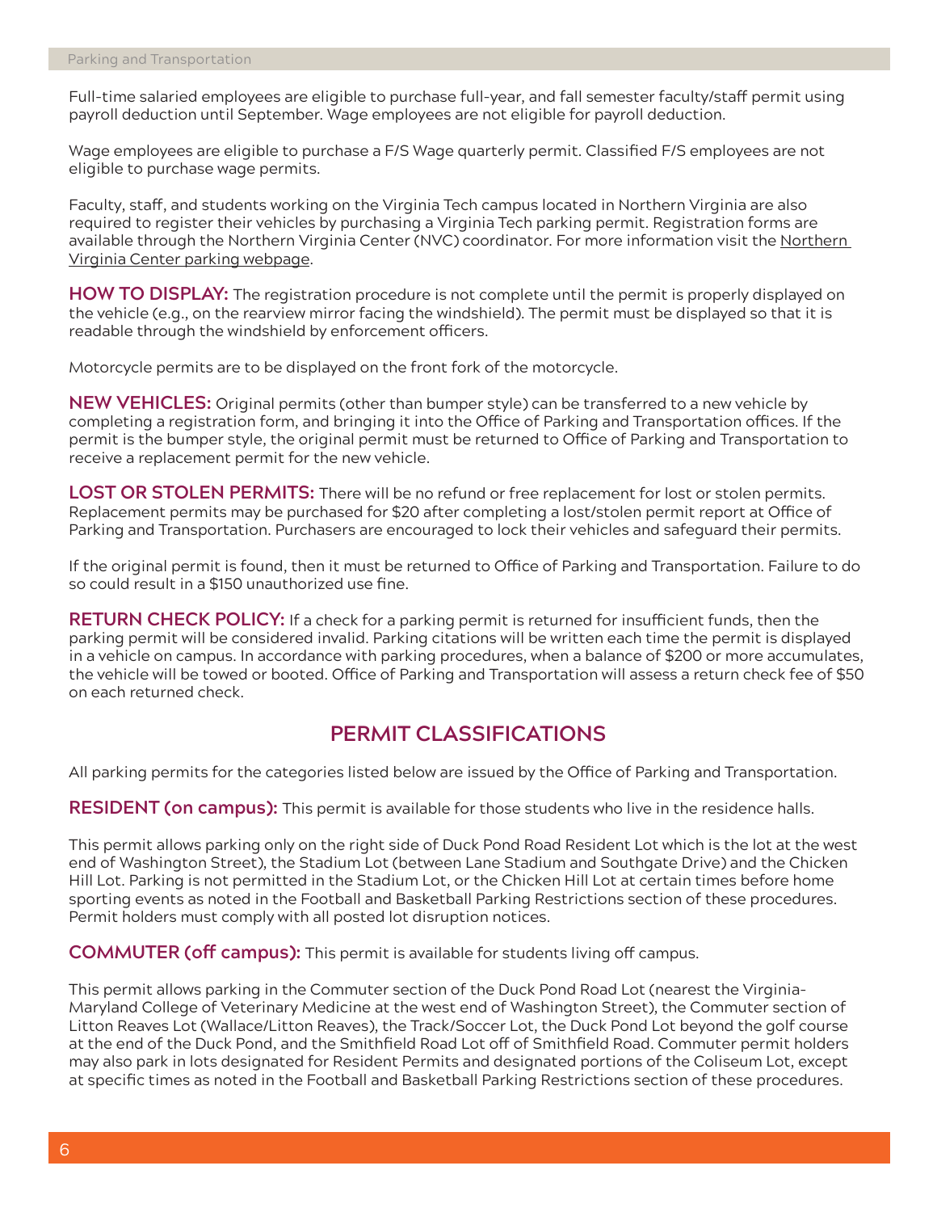Full-time salaried employees are eligible to purchase full-year, and fall semester faculty/staff permit using payroll deduction until September. Wage employees are not eligible for payroll deduction.

Wage employees are eligible to purchase a F/S Wage quarterly permit. Classified F/S employees are not eligible to purchase wage permits.

Faculty, staff, and students working on the Virginia Tech campus located in Northern Virginia are also required to register their vehicles by purchasing a Virginia Tech parking permit. Registration forms are available through the Northern Virginia Center (NVC) coordinator. For more information visit the Northern Virginia Center parking webpage.

**HOW TO DISPLAY:** The registration procedure is not complete until the permit is properly displayed on the vehicle (e.g., on the rearview mirror facing the windshield). The permit must be displayed so that it is readable through the windshield by enforcement officers.

Motorcycle permits are to be displayed on the front fork of the motorcycle.

**NEW VEHICLES:** Original permits (other than bumper style) can be transferred to a new vehicle by completing a registration form, and bringing it into the Office of Parking and Transportation offices. If the permit is the bumper style, the original permit must be returned to Office of Parking and Transportation to receive a replacement permit for the new vehicle.

**LOST OR STOLEN PERMITS:** There will be no refund or free replacement for lost or stolen permits. Replacement permits may be purchased for $20 after completing a lost/stolen permit report at Office of Parking and Transportation. Purchasers are encouraged to lock their vehicles and safeguard their permits.

If the original permit is found, then it must be returned to Office of Parking and Transportation. Failure to do so could result in a $150 unauthorized use fine.

**RETURN CHECK POLICY:** If a check for a parking permit is returned for insufficient funds, then the parking permit will be considered invalid. Parking citations will be written each time the permit is displayed in a vehicle on campus. In accordance with parking procedures, when a balance of $200 or more accumulates, the vehicle will be towed or booted. Office of Parking and Transportation will assess a return check fee of $50 on each returned check.

## PERMIT CLASSIFICATIONS

All parking permits for the categories listed below are issued by the Office of Parking and Transportation.

**RESIDENT (on campus):** This permit is available for those students who live in the residence halls.

This permit allows parking only on the right side of Duck Pond Road Resident Lot which is the lot at the west end of Washington Street), the Stadium Lot (between Lane Stadium and Southgate Drive) and the Chicken Hill Lot. Parking is not permitted in the Stadium Lot, or the Chicken Hill Lot at certain times before home sporting events as noted in the Football and Basketball Parking Restrictions section of these procedures. Permit holders must comply with all posted lot disruption notices.

**COMMUTER (off campus):** This permit is available for students living off campus.

This permit allows parking in the Commuter section of the Duck Pond Road Lot (nearest the Virginia-Maryland College of Veterinary Medicine at the west end of Washington Street), the Commuter section of Litton Reaves Lot (Wallace/Litton Reaves), the Track/Soccer Lot, the Duck Pond Lot beyond the golf course at the end of the Duck Pond, and the Smithfield Road Lot off of Smithfield Road. Commuter permit holders may also park in lots designated for Resident Permits and designated portions of the Coliseum Lot, except at specific times as noted in the Football and Basketball Parking Restrictions section of these procedures.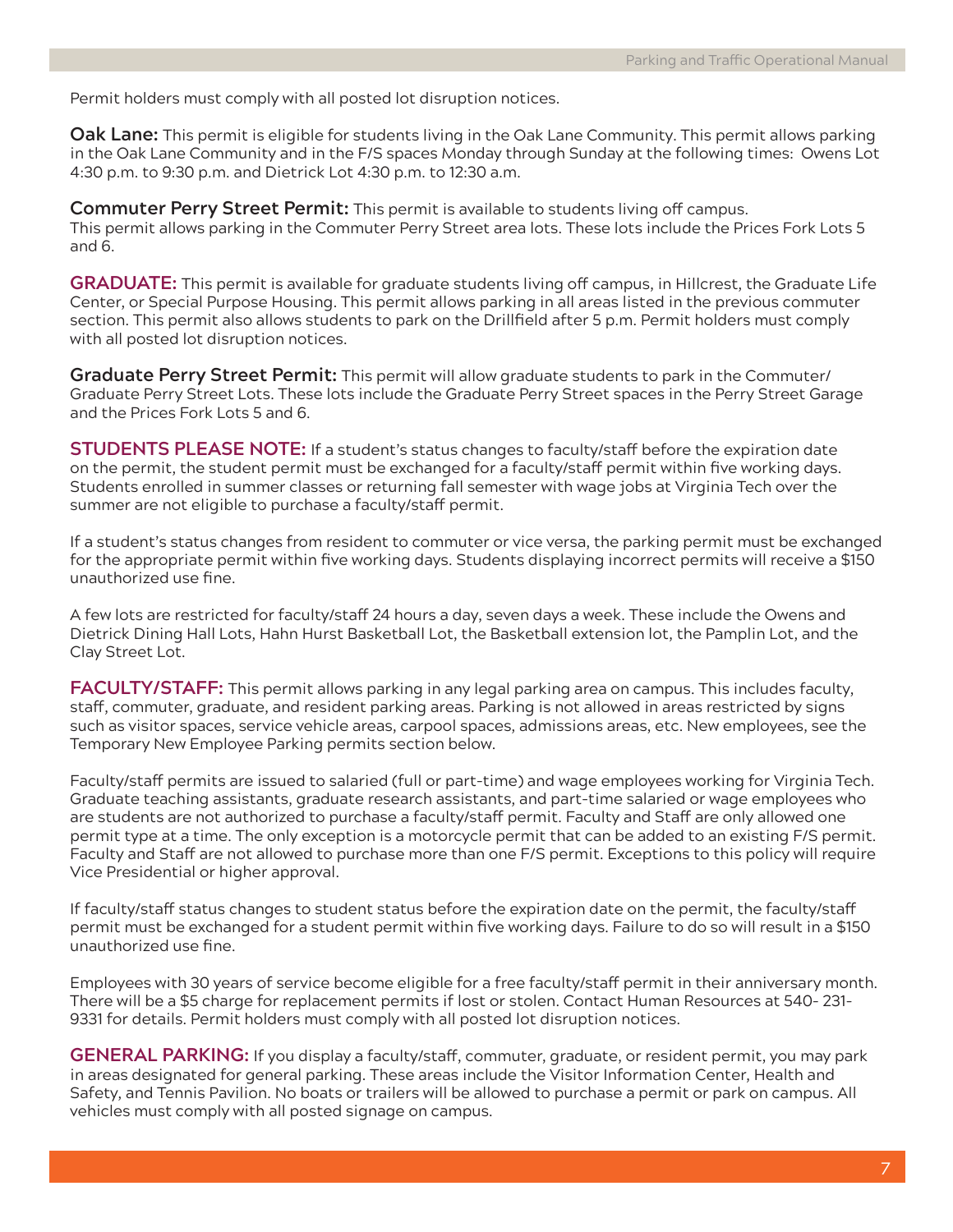Permit holders must comply with all posted lot disruption notices.

**Oak Lane:** This permit is eligible for students living in the Oak Lane Community. This permit allows parking in the Oak Lane Community and in the F/S spaces Monday through Sunday at the following times: Owens Lot 4:30 p.m. to 9:30 p.m. and Dietrick Lot 4:30 p.m. to 12:30 a.m.

**Commuter Perry Street Permit:** This permit is available to students living off campus. This permit allows parking in the Commuter Perry Street area lots. These lots include the Prices Fork Lots 5 and 6.

**GRADUATE:** This permit is available for graduate students living off campus, in Hillcrest, the Graduate Life Center, or Special Purpose Housing. This permit allows parking in all areas listed in the previous commuter section. This permit also allows students to park on the Drillfield after 5 p.m. Permit holders must comply with all posted lot disruption notices.

**Graduate Perry Street Permit:** This permit will allow graduate students to park in the Commuter/Graduate Perry Street Lots. These lots include the Graduate Perry Street spaces in the Perry Street Garage and the Prices Fork Lots 5 and 6.

**STUDENTS PLEASE NOTE:** If a student's status changes to faculty/staff before the expiration date on the permit, the student permit must be exchanged for a faculty/staff permit within five working days. Students enrolled in summer classes or returning fall semester with wage jobs at Virginia Tech over the summer are not eligible to purchase a faculty/staff permit.

If a student's status changes from resident to commuter or vice versa, the parking permit must be exchanged for the appropriate permit within five working days. Students displaying incorrect permits will receive a $150 unauthorized use fine.

A few lots are restricted for faculty/staff 24 hours a day, seven days a week. These include the Owens and Dietrick Dining Hall Lots, Hahn Hurst Basketball Lot, the Basketball extension lot, the Pamplin Lot, and the Clay Street Lot.

**FACULTY/STAFF:** This permit allows parking in any legal parking area on campus. This includes faculty, staff, commuter, graduate, and resident parking areas. Parking is not allowed in areas restricted by signs such as visitor spaces, service vehicle areas, carpool spaces, admissions areas, etc. New employees, see the Temporary New Employee Parking permits section below.

Faculty/staff permits are issued to salaried (full or part-time) and wage employees working for Virginia Tech. Graduate teaching assistants, graduate research assistants, and part-time salaried or wage employees who are students are not authorized to purchase a faculty/staff permit. Faculty and Staff are only allowed one permit type at a time. The only exception is a motorcycle permit that can be added to an existing F/S permit. Faculty and Staff are not allowed to purchase more than one F/S permit. Exceptions to this policy will require Vice Presidential or higher approval.

If faculty/staff status changes to student status before the expiration date on the permit, the faculty/staff permit must be exchanged for a student permit within five working days. Failure to do so will result in a $150 unauthorized use fine.

Employees with 30 years of service become eligible for a free faculty/staff permit in their anniversary month. There will be a $5 charge for replacement permits if lost or stolen. Contact Human Resources at 540- 231-9331 for details. Permit holders must comply with all posted lot disruption notices.

**GENERAL PARKING:** If you display a faculty/staff, commuter, graduate, or resident permit, you may park in areas designated for general parking. These areas include the Visitor Information Center, Health and Safety, and Tennis Pavilion. No boats or trailers will be allowed to purchase a permit or park on campus. All vehicles must comply with all posted signage on campus.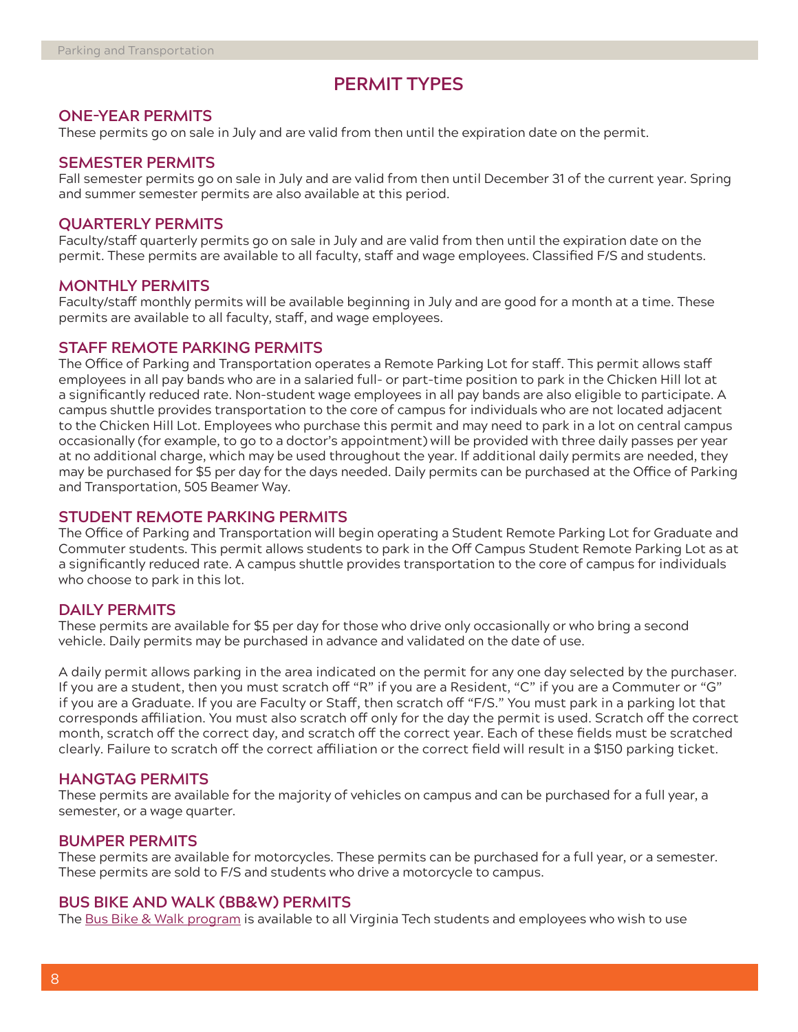# PERMIT TYPES

## ONE-YEAR PERMITS

These permits go on sale in July and are valid from then until the expiration date on the permit.

## SEMESTER PERMITS

Fall semester permits go on sale in July and are valid from then until December 31 of the current year. Spring and summer semester permits are also available at this period.

## QUARTERLY PERMITS

Faculty/staff quarterly permits go on sale in July and are valid from then until the expiration date on the permit. These permits are available to all faculty, staff and wage employees. Classified F/S and students.

## MONTHLY PERMITS

Faculty/staff monthly permits will be available beginning in July and are good for a month at a time. These permits are available to all faculty, staff, and wage employees.

## STAFF REMOTE PARKING PERMITS

The Office of Parking and Transportation operates a Remote Parking Lot for staff. This permit allows staff employees in all pay bands who are in a salaried full- or part-time position to park in the Chicken Hill lot at a significantly reduced rate. Non-student wage employees in all pay bands are also eligible to participate. A campus shuttle provides transportation to the core of campus for individuals who are not located adjacent to the Chicken Hill Lot. Employees who purchase this permit and may need to park in a lot on central campus occasionally (for example, to go to a doctor's appointment) will be provided with three daily passes per year at no additional charge, which may be used throughout the year. If additional daily permits are needed, they may be purchased for $5 per day for the days needed. Daily permits can be purchased at the Office of Parking and Transportation, 505 Beamer Way.

## STUDENT REMOTE PARKING PERMITS

The Office of Parking and Transportation will begin operating a Student Remote Parking Lot for Graduate and Commuter students. This permit allows students to park in the Off Campus Student Remote Parking Lot as at a significantly reduced rate. A campus shuttle provides transportation to the core of campus for individuals who choose to park in this lot.

## DAILY PERMITS

These permits are available for $5 per day for those who drive only occasionally or who bring a second vehicle. Daily permits may be purchased in advance and validated on the date of use.

A daily permit allows parking in the area indicated on the permit for any one day selected by the purchaser. If you are a student, then you must scratch off "R" if you are a Resident, "C" if you are a Commuter or "G" if you are a Graduate. If you are Faculty or Staff, then scratch off "F/S." You must park in a parking lot that corresponds affiliation. You must also scratch off only for the day the permit is used. Scratch off the correct month, scratch off the correct day, and scratch off the correct year. Each of these fields must be scratched clearly. Failure to scratch off the correct affiliation or the correct field will result in a $150 parking ticket.

## HANGTAG PERMITS

These permits are available for the majority of vehicles on campus and can be purchased for a full year, a semester, or a wage quarter.

## BUMPER PERMITS

These permits are available for motorcycles. These permits can be purchased for a full year, or a semester. These permits are sold to F/S and students who drive a motorcycle to campus.

## BUS BIKE AND WALK (BB&W) PERMITS

The Bus Bike & Walk program is available to all Virginia Tech students and employees who wish to use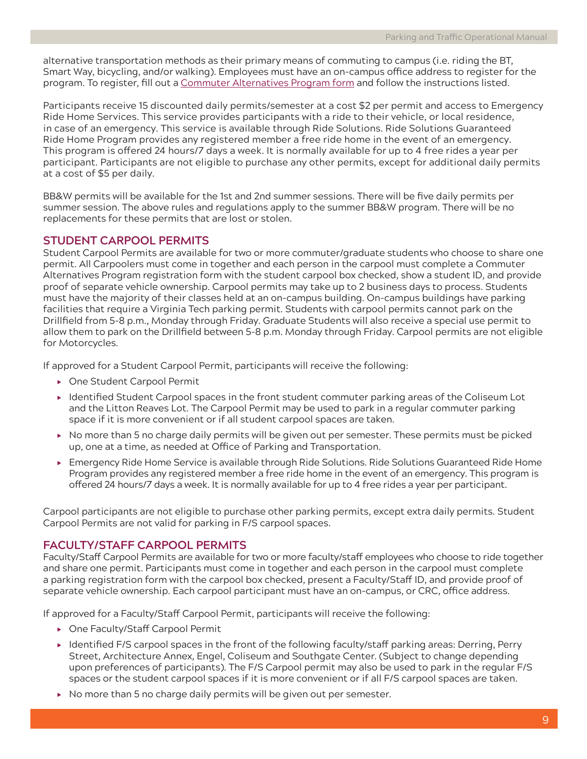alternative transportation methods as their primary means of commuting to campus (i.e. riding the BT, Smart Way, bicycling, and/or walking). Employees must have an on-campus office address to register for the program. To register, fill out a Commuter Alternatives Program form and follow the instructions listed.

Participants receive 15 discounted daily permits/semester at a cost $2 per permit and access to Emergency Ride Home Services. This service provides participants with a ride to their vehicle, or local residence, in case of an emergency. This service is available through Ride Solutions. Ride Solutions Guaranteed Ride Home Program provides any registered member a free ride home in the event of an emergency. This program is offered 24 hours/7 days a week. It is normally available for up to 4 free rides a year per participant. Participants are not eligible to purchase any other permits, except for additional daily permits at a cost of $5 per daily.

BB&W permits will be available for the 1st and 2nd summer sessions. There will be five daily permits per summer session. The above rules and regulations apply to the summer BB&W program. There will be no replacements for these permits that are lost or stolen.

## STUDENT CARPOOL PERMITS

Student Carpool Permits are available for two or more commuter/graduate students who choose to share one permit. All Carpoolers must come in together and each person in the carpool must complete a Commuter Alternatives Program registration form with the student carpool box checked, show a student ID, and provide proof of separate vehicle ownership. Carpool permits may take up to 2 business days to process. Students must have the majority of their classes held at an on-campus building. On-campus buildings have parking facilities that require a Virginia Tech parking permit. Students with carpool permits cannot park on the Drillfield from 5-8 p.m., Monday through Friday. Graduate Students will also receive a special use permit to allow them to park on the Drillfield between 5-8 p.m. Monday through Friday. Carpool permits are not eligible for Motorcycles.

If approved for a Student Carpool Permit, participants will receive the following:

- One Student Carpool Permit
- Identified Student Carpool spaces in the front student commuter parking areas of the Coliseum Lot and the Litton Reaves Lot. The Carpool Permit may be used to park in a regular commuter parking space if it is more convenient or if all student carpool spaces are taken.
- No more than 5 no charge daily permits will be given out per semester. These permits must be picked up, one at a time, as needed at Office of Parking and Transportation.
- Emergency Ride Home Service is available through Ride Solutions. Ride Solutions Guaranteed Ride Home Program provides any registered member a free ride home in the event of an emergency. This program is offered 24 hours/7 days a week. It is normally available for up to 4 free rides a year per participant.

Carpool participants are not eligible to purchase other parking permits, except extra daily permits. Student Carpool Permits are not valid for parking in F/S carpool spaces.

## FACULTY/STAFF CARPOOL PERMITS

Faculty/Staff Carpool Permits are available for two or more faculty/staff employees who choose to ride together and share one permit. Participants must come in together and each person in the carpool must complete a parking registration form with the carpool box checked, present a Faculty/Staff ID, and provide proof of separate vehicle ownership. Each carpool participant must have an on-campus, or CRC, office address.

If approved for a Faculty/Staff Carpool Permit, participants will receive the following:

- One Faculty/Staff Carpool Permit
- Identified F/S carpool spaces in the front of the following faculty/staff parking areas: Derring, Perry Street, Architecture Annex, Engel, Coliseum and Southgate Center. (Subject to change depending upon preferences of participants). The F/S Carpool permit may also be used to park in the regular F/S spaces or the student carpool spaces if it is more convenient or if all F/S carpool spaces are taken.
- No more than 5 no charge daily permits will be given out per semester.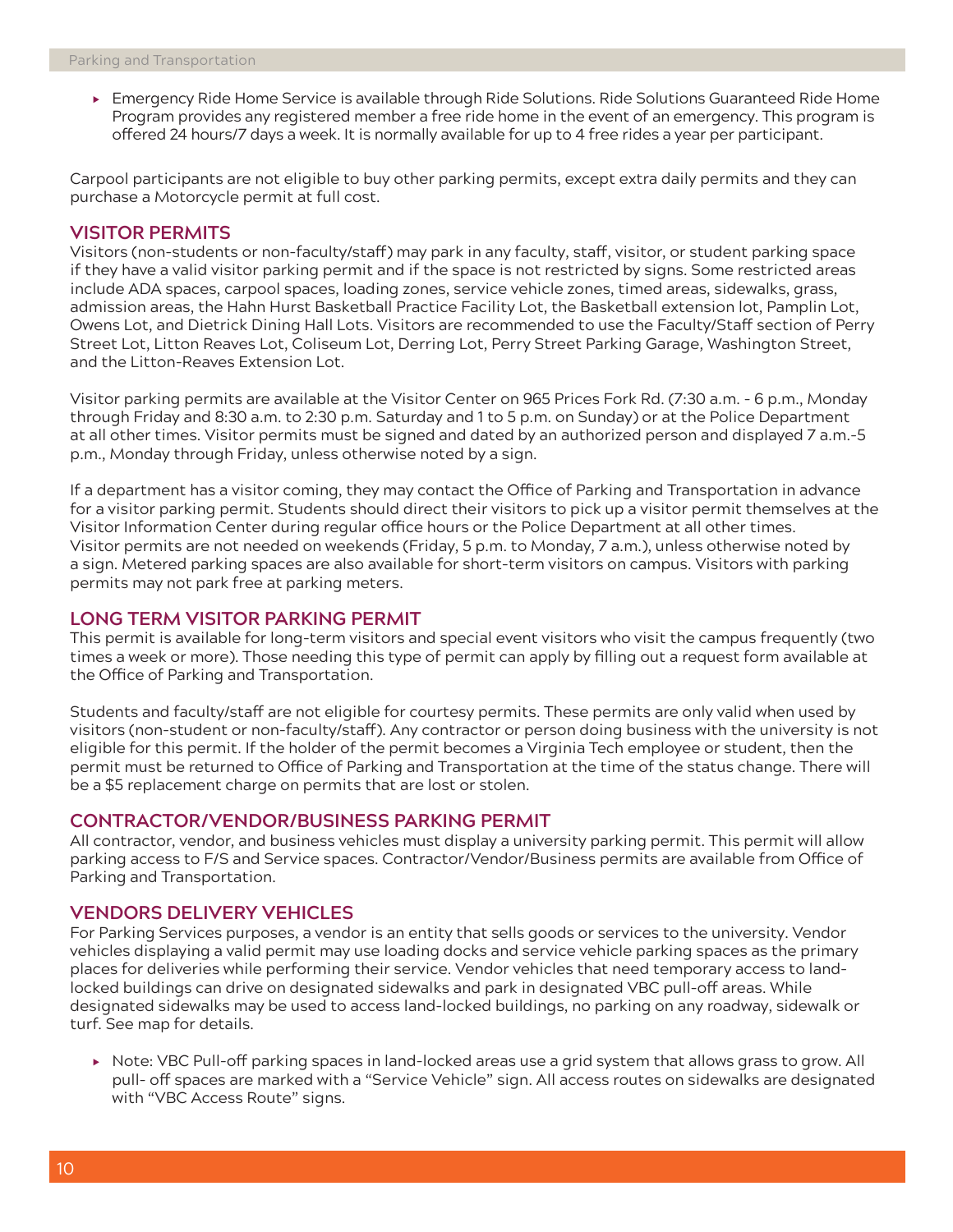- Emergency Ride Home Service is available through Ride Solutions. Ride Solutions Guaranteed Ride Home Program provides any registered member a free ride home in the event of an emergency. This program is offered 24 hours/7 days a week. It is normally available for up to 4 free rides a year per participant.

Carpool participants are not eligible to buy other parking permits, except extra daily permits and they can purchase a Motorcycle permit at full cost.

## VISITOR PERMITS

Visitors (non-students or non-faculty/staff) may park in any faculty, staff, visitor, or student parking space if they have a valid visitor parking permit and if the space is not restricted by signs. Some restricted areas include ADA spaces, carpool spaces, loading zones, service vehicle zones, timed areas, sidewalks, grass, admission areas, the Hahn Hurst Basketball Practice Facility Lot, the Basketball extension lot, Pamplin Lot, Owens Lot, and Dietrick Dining Hall Lots. Visitors are recommended to use the Faculty/Staff section of Perry Street Lot, Litton Reaves Lot, Coliseum Lot, Derring Lot, Perry Street Parking Garage, Washington Street, and the Litton-Reaves Extension Lot.

Visitor parking permits are available at the Visitor Center on 965 Prices Fork Rd. (7:30 a.m. - 6 p.m., Monday through Friday and 8:30 a.m. to 2:30 p.m. Saturday and 1 to 5 p.m. on Sunday) or at the Police Department at all other times. Visitor permits must be signed and dated by an authorized person and displayed 7 a.m.-5 p.m., Monday through Friday, unless otherwise noted by a sign.

If a department has a visitor coming, they may contact the Office of Parking and Transportation in advance for a visitor parking permit. Students should direct their visitors to pick up a visitor permit themselves at the Visitor Information Center during regular office hours or the Police Department at all other times. Visitor permits are not needed on weekends (Friday, 5 p.m. to Monday, 7 a.m.), unless otherwise noted by a sign. Metered parking spaces are also available for short-term visitors on campus. Visitors with parking permits may not park free at parking meters.

## LONG TERM VISITOR PARKING PERMIT

This permit is available for long-term visitors and special event visitors who visit the campus frequently (two times a week or more). Those needing this type of permit can apply by filling out a request form available at the Office of Parking and Transportation.

Students and faculty/staff are not eligible for courtesy permits. These permits are only valid when used by visitors (non-student or non-faculty/staff). Any contractor or person doing business with the university is not eligible for this permit. If the holder of the permit becomes a Virginia Tech employee or student, then the permit must be returned to Office of Parking and Transportation at the time of the status change. There will be a $5 replacement charge on permits that are lost or stolen.

## CONTRACTOR/VENDOR/BUSINESS PARKING PERMIT

All contractor, vendor, and business vehicles must display a university parking permit. This permit will allow parking access to F/S and Service spaces. Contractor/Vendor/Business permits are available from Office of Parking and Transportation.

## VENDORS DELIVERY VEHICLES

For Parking Services purposes, a vendor is an entity that sells goods or services to the university. Vendor vehicles displaying a valid permit may use loading docks and service vehicle parking spaces as the primary places for deliveries while performing their service. Vendor vehicles that need temporary access to land-locked buildings can drive on designated sidewalks and park in designated VBC pull-off areas. While designated sidewalks may be used to access land-locked buildings, no parking on any roadway, sidewalk or turf. See map for details.

- Note: VBC Pull-off parking spaces in land-locked areas use a grid system that allows grass to grow. All pull- off spaces are marked with a "Service Vehicle" sign. All access routes on sidewalks are designated with "VBC Access Route" signs.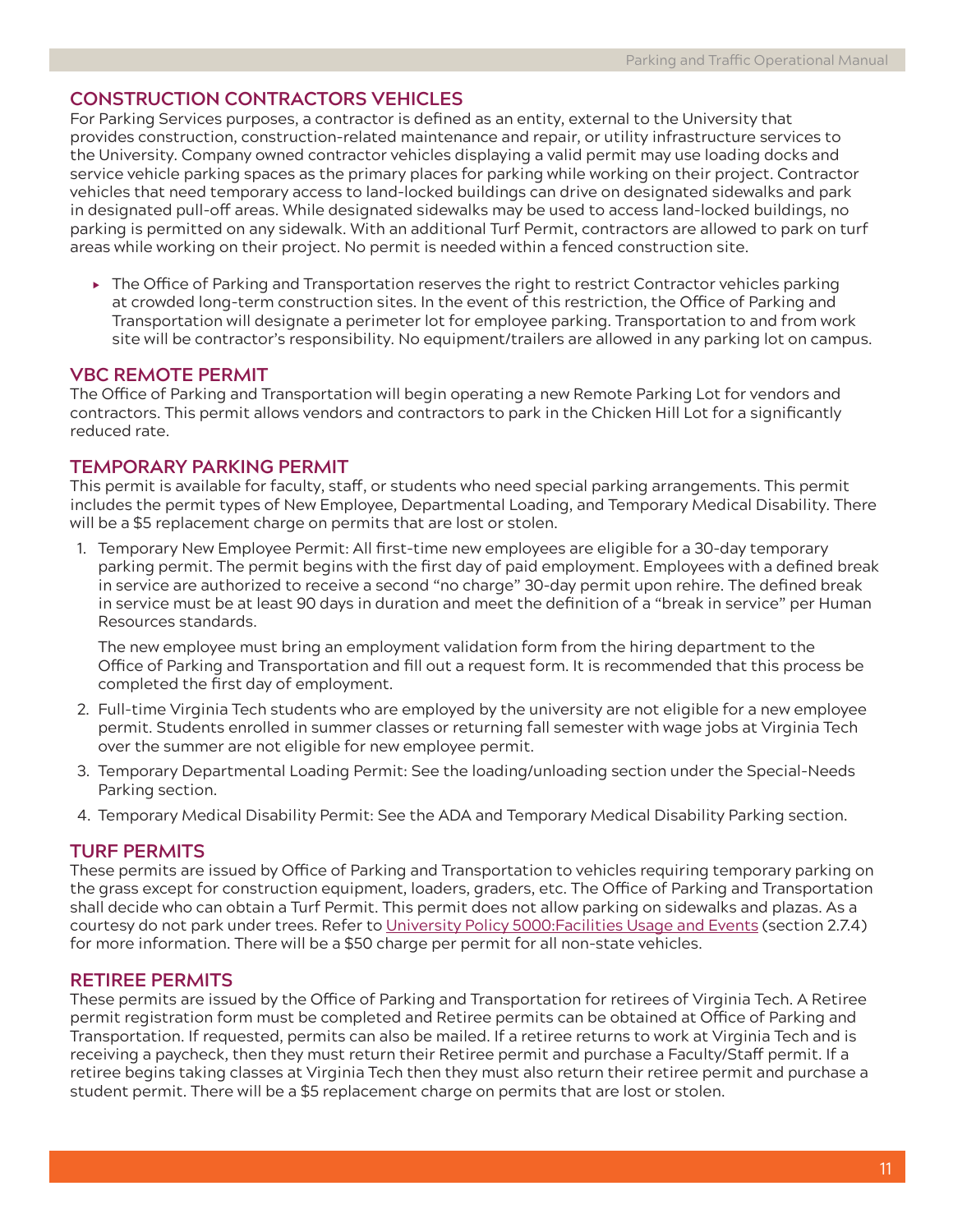## CONSTRUCTION CONTRACTORS VEHICLES

For Parking Services purposes, a contractor is defined as an entity, external to the University that provides construction, construction-related maintenance and repair, or utility infrastructure services to the University. Company owned contractor vehicles displaying a valid permit may use loading docks and service vehicle parking spaces as the primary places for parking while working on their project. Contractor vehicles that need temporary access to land-locked buildings can drive on designated sidewalks and park in designated pull-off areas. While designated sidewalks may be used to access land-locked buildings, no parking is permitted on any sidewalk. With an additional Turf Permit, contractors are allowed to park on turf areas while working on their project. No permit is needed within a fenced construction site.

- The Office of Parking and Transportation reserves the right to restrict Contractor vehicles parking at crowded long-term construction sites. In the event of this restriction, the Office of Parking and Transportation will designate a perimeter lot for employee parking. Transportation to and from work site will be contractor's responsibility. No equipment/trailers are allowed in any parking lot on campus.

## VBC REMOTE PERMIT

The Office of Parking and Transportation will begin operating a new Remote Parking Lot for vendors and contractors. This permit allows vendors and contractors to park in the Chicken Hill Lot for a significantly reduced rate.

## TEMPORARY PARKING PERMIT

This permit is available for faculty, staff, or students who need special parking arrangements. This permit includes the permit types of New Employee, Departmental Loading, and Temporary Medical Disability. There will be a $5 replacement charge on permits that are lost or stolen.

1. Temporary New Employee Permit: All first-time new employees are eligible for a 30-day temporary parking permit. The permit begins with the first day of paid employment. Employees with a defined break in service are authorized to receive a second "no charge" 30-day permit upon rehire. The defined break in service must be at least 90 days in duration and meet the definition of a "break in service" per Human Resources standards.

   The new employee must bring an employment validation form from the hiring department to the Office of Parking and Transportation and fill out a request form. It is recommended that this process be completed the first day of employment.

2. Full-time Virginia Tech students who are employed by the university are not eligible for a new employee permit. Students enrolled in summer classes or returning fall semester with wage jobs at Virginia Tech over the summer are not eligible for new employee permit.
3. Temporary Departmental Loading Permit: See the loading/unloading section under the Special-Needs Parking section.
4. Temporary Medical Disability Permit: See the ADA and Temporary Medical Disability Parking section.

## TURF PERMITS

These permits are issued by Office of Parking and Transportation to vehicles requiring temporary parking on the grass except for construction equipment, loaders, graders, etc. The Office of Parking and Transportation shall decide who can obtain a Turf Permit. This permit does not allow parking on sidewalks and plazas. As a courtesy do not park under trees. Refer to University Policy 5000:Facilities Usage and Events (section 2.7.4) for more information. There will be a $50 charge per permit for all non-state vehicles.

## RETIREE PERMITS

These permits are issued by the Office of Parking and Transportation for retirees of Virginia Tech. A Retiree permit registration form must be completed and Retiree permits can be obtained at Office of Parking and Transportation. If requested, permits can also be mailed. If a retiree returns to work at Virginia Tech and is receiving a paycheck, then they must return their Retiree permit and purchase a Faculty/Staff permit. If a retiree begins taking classes at Virginia Tech then they must also return their retiree permit and purchase a student permit. There will be a $5 replacement charge on permits that are lost or stolen.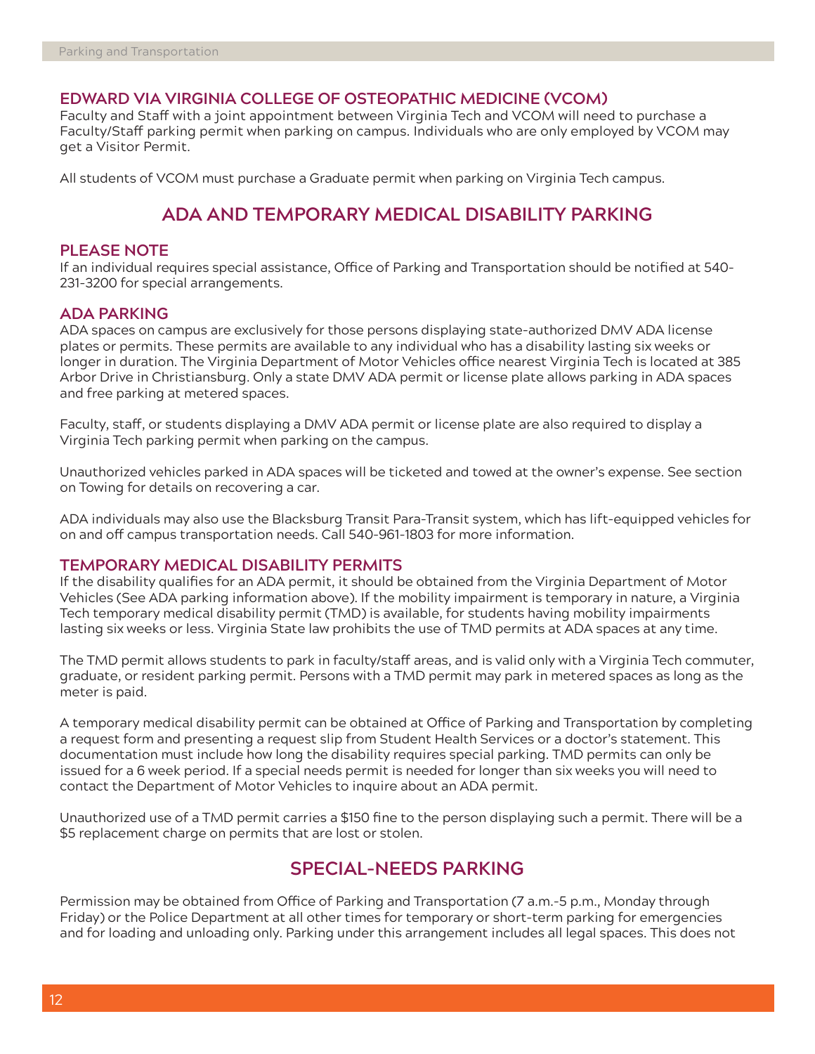### EDWARD VIA VIRGINIA COLLEGE OF OSTEOPATHIC MEDICINE (VCOM)

Faculty and Staff with a joint appointment between Virginia Tech and VCOM will need to purchase a Faculty/Staff parking permit when parking on campus. Individuals who are only employed by VCOM may get a Visitor Permit.

All students of VCOM must purchase a Graduate permit when parking on Virginia Tech campus.

## ADA AND TEMPORARY MEDICAL DISABILITY PARKING

### PLEASE NOTE

If an individual requires special assistance, Office of Parking and Transportation should be notified at 540-231-3200 for special arrangements.

### ADA PARKING

ADA spaces on campus are exclusively for those persons displaying state-authorized DMV ADA license plates or permits. These permits are available to any individual who has a disability lasting six weeks or longer in duration. The Virginia Department of Motor Vehicles office nearest Virginia Tech is located at 385 Arbor Drive in Christiansburg. Only a state DMV ADA permit or license plate allows parking in ADA spaces and free parking at metered spaces.

Faculty, staff, or students displaying a DMV ADA permit or license plate are also required to display a Virginia Tech parking permit when parking on the campus.

Unauthorized vehicles parked in ADA spaces will be ticketed and towed at the owner's expense. See section on Towing for details on recovering a car.

ADA individuals may also use the Blacksburg Transit Para-Transit system, which has lift-equipped vehicles for on and off campus transportation needs. Call 540-961-1803 for more information.

### TEMPORARY MEDICAL DISABILITY PERMITS

If the disability qualifies for an ADA permit, it should be obtained from the Virginia Department of Motor Vehicles (See ADA parking information above). If the mobility impairment is temporary in nature, a Virginia Tech temporary medical disability permit (TMD) is available, for students having mobility impairments lasting six weeks or less. Virginia State law prohibits the use of TMD permits at ADA spaces at any time.

The TMD permit allows students to park in faculty/staff areas, and is valid only with a Virginia Tech commuter, graduate, or resident parking permit. Persons with a TMD permit may park in metered spaces as long as the meter is paid.

A temporary medical disability permit can be obtained at Office of Parking and Transportation by completing a request form and presenting a request slip from Student Health Services or a doctor's statement. This documentation must include how long the disability requires special parking. TMD permits can only be issued for a 6 week period. If a special needs permit is needed for longer than six weeks you will need to contact the Department of Motor Vehicles to inquire about an ADA permit.

Unauthorized use of a TMD permit carries a $150 fine to the person displaying such a permit. There will be a $5 replacement charge on permits that are lost or stolen.

## SPECIAL-NEEDS PARKING

Permission may be obtained from Office of Parking and Transportation (7 a.m.-5 p.m., Monday through Friday) or the Police Department at all other times for temporary or short-term parking for emergencies and for loading and unloading only. Parking under this arrangement includes all legal spaces. This does not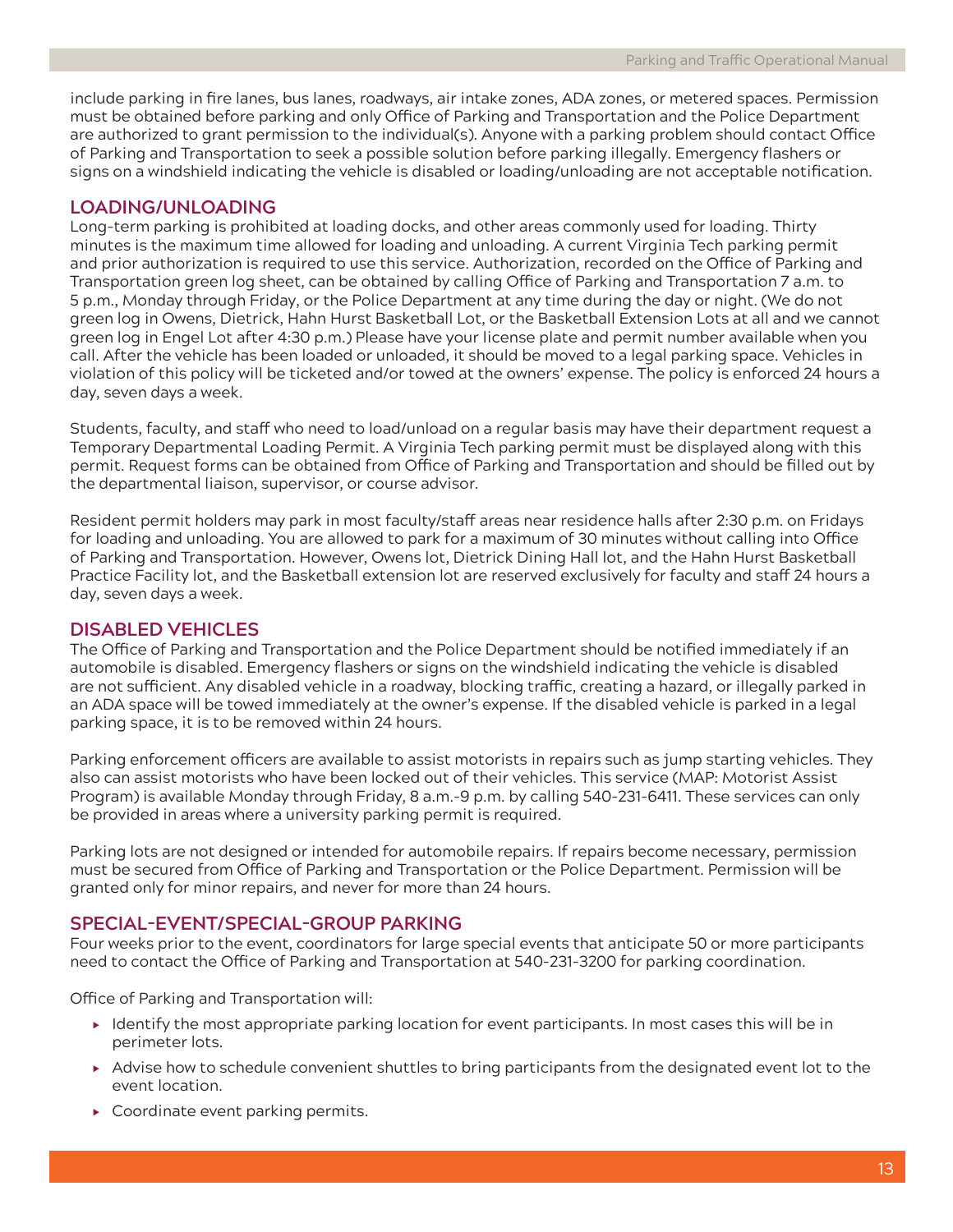include parking in fire lanes, bus lanes, roadways, air intake zones, ADA zones, or metered spaces. Permission must be obtained before parking and only Office of Parking and Transportation and the Police Department are authorized to grant permission to the individual(s). Anyone with a parking problem should contact Office of Parking and Transportation to seek a possible solution before parking illegally. Emergency flashers or signs on a windshield indicating the vehicle is disabled or loading/unloading are not acceptable notification.

## LOADING/UNLOADING

Long-term parking is prohibited at loading docks, and other areas commonly used for loading. Thirty minutes is the maximum time allowed for loading and unloading. A current Virginia Tech parking permit and prior authorization is required to use this service. Authorization, recorded on the Office of Parking and Transportation green log sheet, can be obtained by calling Office of Parking and Transportation 7 a.m. to 5 p.m., Monday through Friday, or the Police Department at any time during the day or night. (We do not green log in Owens, Dietrick, Hahn Hurst Basketball Lot, or the Basketball Extension Lots at all and we cannot green log in Engel Lot after 4:30 p.m.) Please have your license plate and permit number available when you call. After the vehicle has been loaded or unloaded, it should be moved to a legal parking space. Vehicles in violation of this policy will be ticketed and/or towed at the owners' expense. The policy is enforced 24 hours a day, seven days a week.

Students, faculty, and staff who need to load/unload on a regular basis may have their department request a Temporary Departmental Loading Permit. A Virginia Tech parking permit must be displayed along with this permit. Request forms can be obtained from Office of Parking and Transportation and should be filled out by the departmental liaison, supervisor, or course advisor.

Resident permit holders may park in most faculty/staff areas near residence halls after 2:30 p.m. on Fridays for loading and unloading. You are allowed to park for a maximum of 30 minutes without calling into Office of Parking and Transportation. However, Owens lot, Dietrick Dining Hall lot, and the Hahn Hurst Basketball Practice Facility lot, and the Basketball extension lot are reserved exclusively for faculty and staff 24 hours a day, seven days a week.

## DISABLED VEHICLES

The Office of Parking and Transportation and the Police Department should be notified immediately if an automobile is disabled. Emergency flashers or signs on the windshield indicating the vehicle is disabled are not sufficient. Any disabled vehicle in a roadway, blocking traffic, creating a hazard, or illegally parked in an ADA space will be towed immediately at the owner's expense. If the disabled vehicle is parked in a legal parking space, it is to be removed within 24 hours.

Parking enforcement officers are available to assist motorists in repairs such as jump starting vehicles. They also can assist motorists who have been locked out of their vehicles. This service (MAP: Motorist Assist Program) is available Monday through Friday, 8 a.m.-9 p.m. by calling 540-231-6411. These services can only be provided in areas where a university parking permit is required.

Parking lots are not designed or intended for automobile repairs. If repairs become necessary, permission must be secured from Office of Parking and Transportation or the Police Department. Permission will be granted only for minor repairs, and never for more than 24 hours.

## SPECIAL-EVENT/SPECIAL-GROUP PARKING

Four weeks prior to the event, coordinators for large special events that anticipate 50 or more participants need to contact the Office of Parking and Transportation at 540-231-3200 for parking coordination.

Office of Parking and Transportation will:

- Identify the most appropriate parking location for event participants. In most cases this will be in perimeter lots.
- Advise how to schedule convenient shuttles to bring participants from the designated event lot to the event location.
- Coordinate event parking permits.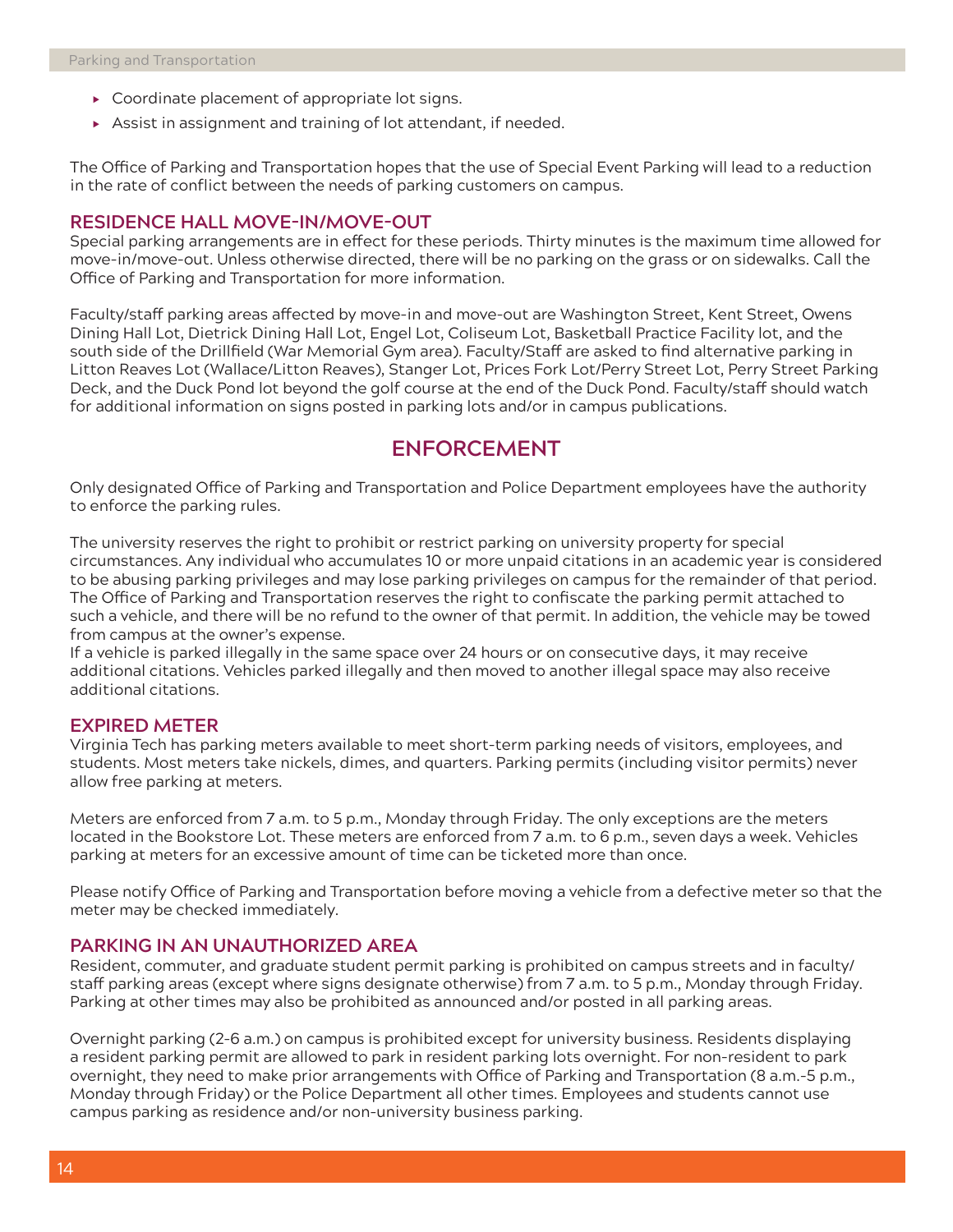- Coordinate placement of appropriate lot signs.
- Assist in assignment and training of lot attendant, if needed.

The Office of Parking and Transportation hopes that the use of Special Event Parking will lead to a reduction in the rate of conflict between the needs of parking customers on campus.

### RESIDENCE HALL MOVE-IN/MOVE-OUT

Special parking arrangements are in effect for these periods. Thirty minutes is the maximum time allowed for move-in/move-out. Unless otherwise directed, there will be no parking on the grass or on sidewalks. Call the Office of Parking and Transportation for more information.

Faculty/staff parking areas affected by move-in and move-out are Washington Street, Kent Street, Owens Dining Hall Lot, Dietrick Dining Hall Lot, Engel Lot, Coliseum Lot, Basketball Practice Facility lot, and the south side of the Drillfield (War Memorial Gym area). Faculty/Staff are asked to find alternative parking in Litton Reaves Lot (Wallace/Litton Reaves), Stanger Lot, Prices Fork Lot/Perry Street Lot, Perry Street Parking Deck, and the Duck Pond lot beyond the golf course at the end of the Duck Pond. Faculty/staff should watch for additional information on signs posted in parking lots and/or in campus publications.

## ENFORCEMENT

Only designated Office of Parking and Transportation and Police Department employees have the authority to enforce the parking rules.

The university reserves the right to prohibit or restrict parking on university property for special circumstances. Any individual who accumulates 10 or more unpaid citations in an academic year is considered to be abusing parking privileges and may lose parking privileges on campus for the remainder of that period. The Office of Parking and Transportation reserves the right to confiscate the parking permit attached to such a vehicle, and there will be no refund to the owner of that permit. In addition, the vehicle may be towed from campus at the owner's expense.
If a vehicle is parked illegally in the same space over 24 hours or on consecutive days, it may receive additional citations. Vehicles parked illegally and then moved to another illegal space may also receive additional citations.

### EXPIRED METER

Virginia Tech has parking meters available to meet short-term parking needs of visitors, employees, and students. Most meters take nickels, dimes, and quarters. Parking permits (including visitor permits) never allow free parking at meters.

Meters are enforced from 7 a.m. to 5 p.m., Monday through Friday. The only exceptions are the meters located in the Bookstore Lot. These meters are enforced from 7 a.m. to 6 p.m., seven days a week. Vehicles parking at meters for an excessive amount of time can be ticketed more than once.

Please notify Office of Parking and Transportation before moving a vehicle from a defective meter so that the meter may be checked immediately.

### PARKING IN AN UNAUTHORIZED AREA

Resident, commuter, and graduate student permit parking is prohibited on campus streets and in faculty/staff parking areas (except where signs designate otherwise) from 7 a.m. to 5 p.m., Monday through Friday. Parking at other times may also be prohibited as announced and/or posted in all parking areas.

Overnight parking (2-6 a.m.) on campus is prohibited except for university business. Residents displaying a resident parking permit are allowed to park in resident parking lots overnight. For non-resident to park overnight, they need to make prior arrangements with Office of Parking and Transportation (8 a.m.-5 p.m., Monday through Friday) or the Police Department all other times. Employees and students cannot use campus parking as residence and/or non-university business parking.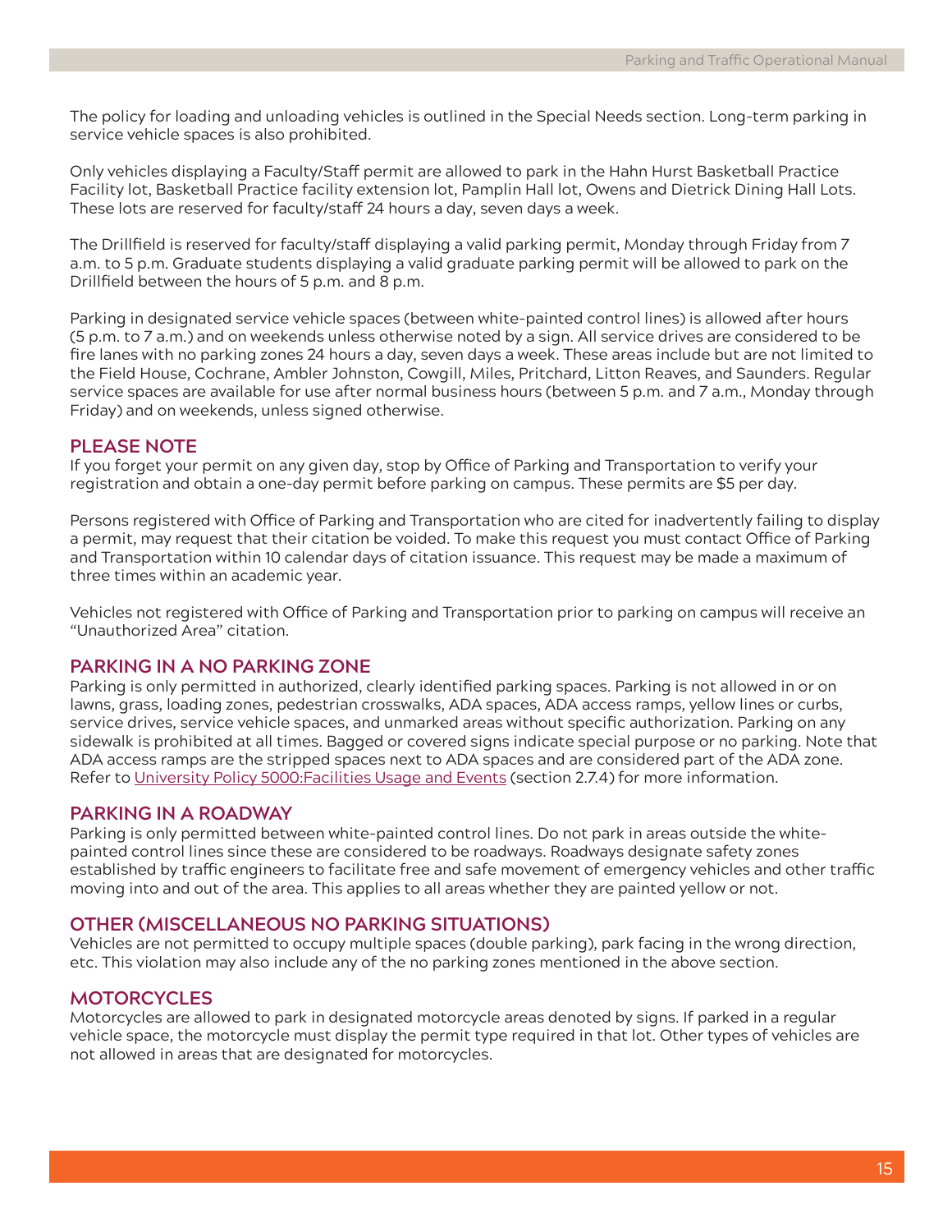The policy for loading and unloading vehicles is outlined in the Special Needs section. Long-term parking in service vehicle spaces is also prohibited.

Only vehicles displaying a Faculty/Staff permit are allowed to park in the Hahn Hurst Basketball Practice Facility lot, Basketball Practice facility extension lot, Pamplin Hall lot, Owens and Dietrick Dining Hall Lots. These lots are reserved for faculty/staff 24 hours a day, seven days a week.

The Drillfield is reserved for faculty/staff displaying a valid parking permit, Monday through Friday from 7 a.m. to 5 p.m. Graduate students displaying a valid graduate parking permit will be allowed to park on the Drillfield between the hours of 5 p.m. and 8 p.m.

Parking in designated service vehicle spaces (between white-painted control lines) is allowed after hours (5 p.m. to 7 a.m.) and on weekends unless otherwise noted by a sign. All service drives are considered to be fire lanes with no parking zones 24 hours a day, seven days a week. These areas include but are not limited to the Field House, Cochrane, Ambler Johnston, Cowgill, Miles, Pritchard, Litton Reaves, and Saunders. Regular service spaces are available for use after normal business hours (between 5 p.m. and 7 a.m., Monday through Friday) and on weekends, unless signed otherwise.

## PLEASE NOTE

If you forget your permit on any given day, stop by Office of Parking and Transportation to verify your registration and obtain a one-day permit before parking on campus. These permits are $5 per day.

Persons registered with Office of Parking and Transportation who are cited for inadvertently failing to display a permit, may request that their citation be voided. To make this request you must contact Office of Parking and Transportation within 10 calendar days of citation issuance. This request may be made a maximum of three times within an academic year.

Vehicles not registered with Office of Parking and Transportation prior to parking on campus will receive an "Unauthorized Area" citation.

## PARKING IN A NO PARKING ZONE

Parking is only permitted in authorized, clearly identified parking spaces. Parking is not allowed in or on lawns, grass, loading zones, pedestrian crosswalks, ADA spaces, ADA access ramps, yellow lines or curbs, service drives, service vehicle spaces, and unmarked areas without specific authorization. Parking on any sidewalk is prohibited at all times. Bagged or covered signs indicate special purpose or no parking. Note that ADA access ramps are the stripped spaces next to ADA spaces and are considered part of the ADA zone. Refer to University Policy 5000:Facilities Usage and Events (section 2.7.4) for more information.

## PARKING IN A ROADWAY

Parking is only permitted between white-painted control lines. Do not park in areas outside the white-painted control lines since these are considered to be roadways. Roadways designate safety zones established by traffic engineers to facilitate free and safe movement of emergency vehicles and other traffic moving into and out of the area. This applies to all areas whether they are painted yellow or not.

## OTHER (MISCELLANEOUS NO PARKING SITUATIONS)

Vehicles are not permitted to occupy multiple spaces (double parking), park facing in the wrong direction, etc. This violation may also include any of the no parking zones mentioned in the above section.

## MOTORCYCLES

Motorcycles are allowed to park in designated motorcycle areas denoted by signs. If parked in a regular vehicle space, the motorcycle must display the permit type required in that lot. Other types of vehicles are not allowed in areas that are designated for motorcycles.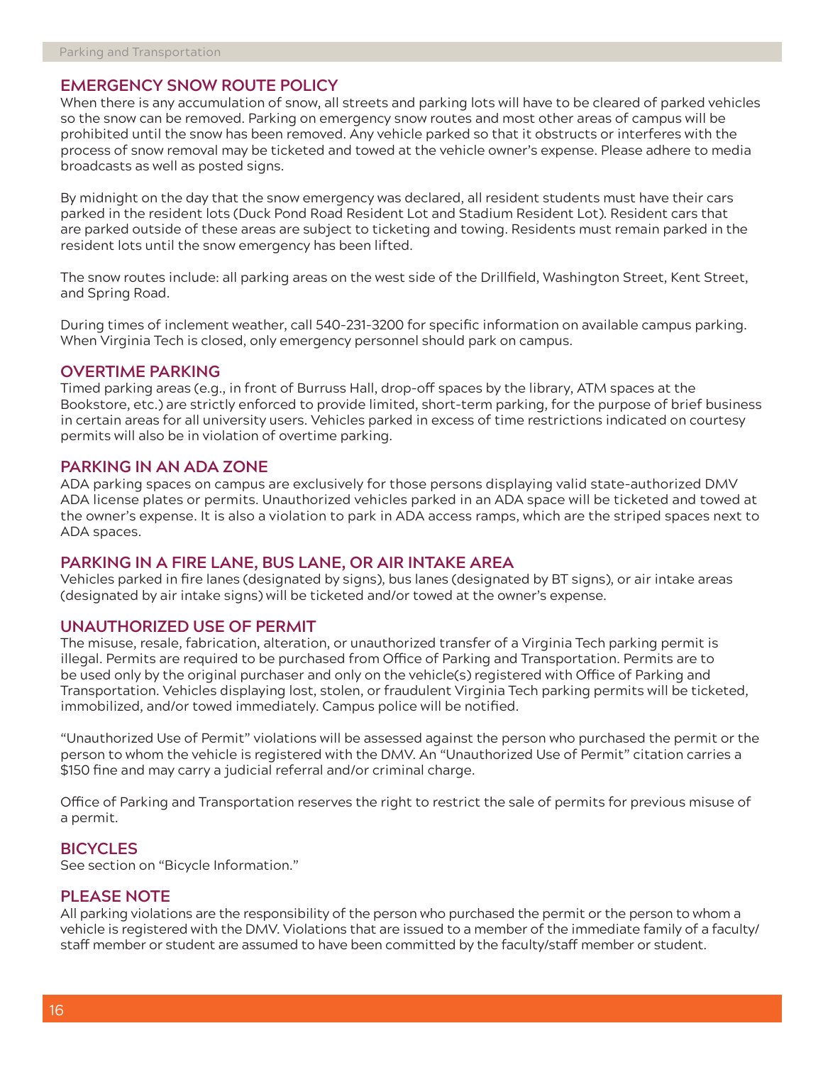## EMERGENCY SNOW ROUTE POLICY

When there is any accumulation of snow, all streets and parking lots will have to be cleared of parked vehicles so the snow can be removed. Parking on emergency snow routes and most other areas of campus will be prohibited until the snow has been removed. Any vehicle parked so that it obstructs or interferes with the process of snow removal may be ticketed and towed at the vehicle owner's expense. Please adhere to media broadcasts as well as posted signs.

By midnight on the day that the snow emergency was declared, all resident students must have their cars parked in the resident lots (Duck Pond Road Resident Lot and Stadium Resident Lot). Resident cars that are parked outside of these areas are subject to ticketing and towing. Residents must remain parked in the resident lots until the snow emergency has been lifted.

The snow routes include: all parking areas on the west side of the Drillfield, Washington Street, Kent Street, and Spring Road.

During times of inclement weather, call 540-231-3200 for specific information on available campus parking. When Virginia Tech is closed, only emergency personnel should park on campus.

## OVERTIME PARKING

Timed parking areas (e.g., in front of Burruss Hall, drop-off spaces by the library, ATM spaces at the Bookstore, etc.) are strictly enforced to provide limited, short-term parking, for the purpose of brief business in certain areas for all university users. Vehicles parked in excess of time restrictions indicated on courtesy permits will also be in violation of overtime parking.

## PARKING IN AN ADA ZONE

ADA parking spaces on campus are exclusively for those persons displaying valid state-authorized DMV ADA license plates or permits. Unauthorized vehicles parked in an ADA space will be ticketed and towed at the owner's expense. It is also a violation to park in ADA access ramps, which are the striped spaces next to ADA spaces.

## PARKING IN A FIRE LANE, BUS LANE, OR AIR INTAKE AREA

Vehicles parked in fire lanes (designated by signs), bus lanes (designated by BT signs), or air intake areas (designated by air intake signs) will be ticketed and/or towed at the owner's expense.

## UNAUTHORIZED USE OF PERMIT

The misuse, resale, fabrication, alteration, or unauthorized transfer of a Virginia Tech parking permit is illegal. Permits are required to be purchased from Office of Parking and Transportation. Permits are to be used only by the original purchaser and only on the vehicle(s) registered with Office of Parking and Transportation. Vehicles displaying lost, stolen, or fraudulent Virginia Tech parking permits will be ticketed, immobilized, and/or towed immediately. Campus police will be notified.

"Unauthorized Use of Permit" violations will be assessed against the person who purchased the permit or the person to whom the vehicle is registered with the DMV. An "Unauthorized Use of Permit" citation carries a $150 fine and may carry a judicial referral and/or criminal charge.

Office of Parking and Transportation reserves the right to restrict the sale of permits for previous misuse of a permit.

## BICYCLES

See section on "Bicycle Information."

## PLEASE NOTE

All parking violations are the responsibility of the person who purchased the permit or the person to whom a vehicle is registered with the DMV. Violations that are issued to a member of the immediate family of a faculty/staff member or student are assumed to have been committed by the faculty/staff member or student.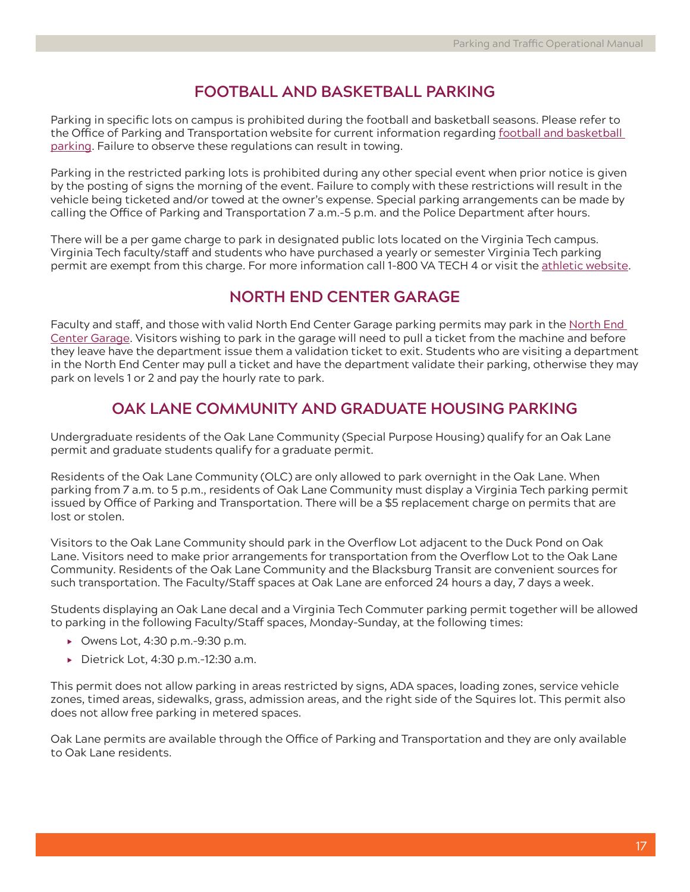## FOOTBALL AND BASKETBALL PARKING

Parking in specific lots on campus is prohibited during the football and basketball seasons. Please refer to the Office of Parking and Transportation website for current information regarding football and basketball parking. Failure to observe these regulations can result in towing.

Parking in the restricted parking lots is prohibited during any other special event when prior notice is given by the posting of signs the morning of the event. Failure to comply with these restrictions will result in the vehicle being ticketed and/or towed at the owner's expense. Special parking arrangements can be made by calling the Office of Parking and Transportation 7 a.m.-5 p.m. and the Police Department after hours.

There will be a per game charge to park in designated public lots located on the Virginia Tech campus. Virginia Tech faculty/staff and students who have purchased a yearly or semester Virginia Tech parking permit are exempt from this charge. For more information call 1-800 VA TECH 4 or visit the athletic website.

## NORTH END CENTER GARAGE

Faculty and staff, and those with valid North End Center Garage parking permits may park in the North End Center Garage. Visitors wishing to park in the garage will need to pull a ticket from the machine and before they leave have the department issue them a validation ticket to exit. Students who are visiting a department in the North End Center may pull a ticket and have the department validate their parking, otherwise they may park on levels 1 or 2 and pay the hourly rate to park.

## OAK LANE COMMUNITY AND GRADUATE HOUSING PARKING

Undergraduate residents of the Oak Lane Community (Special Purpose Housing) qualify for an Oak Lane permit and graduate students qualify for a graduate permit.

Residents of the Oak Lane Community (OLC) are only allowed to park overnight in the Oak Lane. When parking from 7 a.m. to 5 p.m., residents of Oak Lane Community must display a Virginia Tech parking permit issued by Office of Parking and Transportation. There will be a $5 replacement charge on permits that are lost or stolen.

Visitors to the Oak Lane Community should park in the Overflow Lot adjacent to the Duck Pond on Oak Lane. Visitors need to make prior arrangements for transportation from the Overflow Lot to the Oak Lane Community. Residents of the Oak Lane Community and the Blacksburg Transit are convenient sources for such transportation. The Faculty/Staff spaces at Oak Lane are enforced 24 hours a day, 7 days a week.

Students displaying an Oak Lane decal and a Virginia Tech Commuter parking permit together will be allowed to parking in the following Faculty/Staff spaces, Monday-Sunday, at the following times:

- Owens Lot, 4:30 p.m.-9:30 p.m.
- Dietrick Lot, 4:30 p.m.-12:30 a.m.

This permit does not allow parking in areas restricted by signs, ADA spaces, loading zones, service vehicle zones, timed areas, sidewalks, grass, admission areas, and the right side of the Squires lot. This permit also does not allow free parking in metered spaces.

Oak Lane permits are available through the Office of Parking and Transportation and they are only available to Oak Lane residents.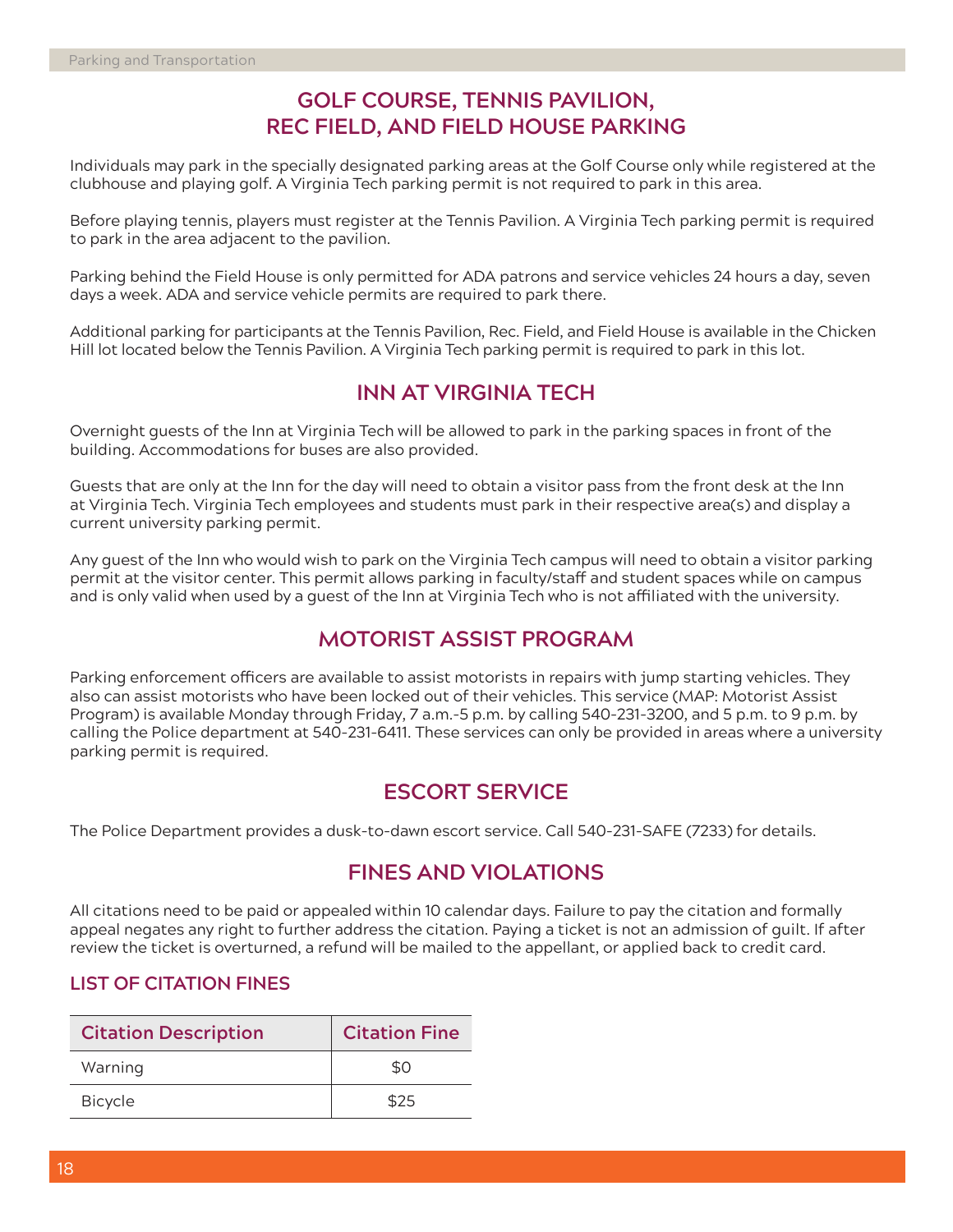## GOLF COURSE, TENNIS PAVILION, REC FIELD, AND FIELD HOUSE PARKING

Individuals may park in the specially designated parking areas at the Golf Course only while registered at the clubhouse and playing golf. A Virginia Tech parking permit is not required to park in this area.

Before playing tennis, players must register at the Tennis Pavilion. A Virginia Tech parking permit is required to park in the area adjacent to the pavilion.

Parking behind the Field House is only permitted for ADA patrons and service vehicles 24 hours a day, seven days a week. ADA and service vehicle permits are required to park there.

Additional parking for participants at the Tennis Pavilion, Rec. Field, and Field House is available in the Chicken Hill lot located below the Tennis Pavilion. A Virginia Tech parking permit is required to park in this lot.

## INN AT VIRGINIA TECH

Overnight guests of the Inn at Virginia Tech will be allowed to park in the parking spaces in front of the building. Accommodations for buses are also provided.

Guests that are only at the Inn for the day will need to obtain a visitor pass from the front desk at the Inn at Virginia Tech. Virginia Tech employees and students must park in their respective area(s) and display a current university parking permit.

Any guest of the Inn who would wish to park on the Virginia Tech campus will need to obtain a visitor parking permit at the visitor center. This permit allows parking in faculty/staff and student spaces while on campus and is only valid when used by a guest of the Inn at Virginia Tech who is not affiliated with the university.

## MOTORIST ASSIST PROGRAM

Parking enforcement officers are available to assist motorists in repairs with jump starting vehicles. They also can assist motorists who have been locked out of their vehicles. This service (MAP: Motorist Assist Program) is available Monday through Friday, 7 a.m.-5 p.m. by calling 540-231-3200, and 5 p.m. to 9 p.m. by calling the Police department at 540-231-6411. These services can only be provided in areas where a university parking permit is required.

## ESCORT SERVICE

The Police Department provides a dusk-to-dawn escort service. Call 540-231-SAFE (7233) for details.

## FINES AND VIOLATIONS

All citations need to be paid or appealed within 10 calendar days. Failure to pay the citation and formally appeal negates any right to further address the citation. Paying a ticket is not an admission of guilt. If after review the ticket is overturned, a refund will be mailed to the appellant, or applied back to credit card.

### LIST OF CITATION FINES

| Citation Description | Citation Fine |
|---|---|
| Warning | $0 |
| Bicycle | $25 |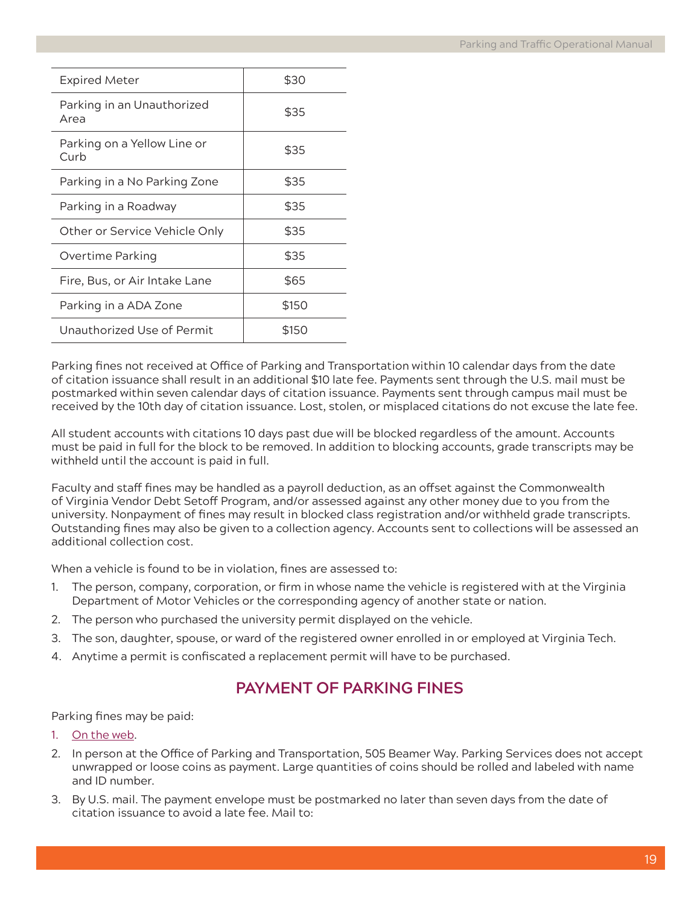| Expired Meter | $30 |
|---|---|
| Parking in an Unauthorized Area | $35 |
| Parking on a Yellow Line or Curb | $35 |
| Parking in a No Parking Zone | $35 |
| Parking in a Roadway | $35 |
| Other or Service Vehicle Only | $35 |
| Overtime Parking | $35 |
| Fire, Bus, or Air Intake Lane | $65 |
| Parking in a ADA Zone | $150 |
| Unauthorized Use of Permit | $150 |

Parking fines not received at Office of Parking and Transportation within 10 calendar days from the date of citation issuance shall result in an additional $10 late fee. Payments sent through the U.S. mail must be postmarked within seven calendar days of citation issuance. Payments sent through campus mail must be received by the 10th day of citation issuance. Lost, stolen, or misplaced citations do not excuse the late fee.

All student accounts with citations 10 days past due will be blocked regardless of the amount. Accounts must be paid in full for the block to be removed. In addition to blocking accounts, grade transcripts may be withheld until the account is paid in full.

Faculty and staff fines may be handled as a payroll deduction, as an offset against the Commonwealth of Virginia Vendor Debt Setoff Program, and/or assessed against any other money due to you from the university. Nonpayment of fines may result in blocked class registration and/or withheld grade transcripts. Outstanding fines may also be given to a collection agency. Accounts sent to collections will be assessed an additional collection cost.

When a vehicle is found to be in violation, fines are assessed to:

1. The person, company, corporation, or firm in whose name the vehicle is registered with at the Virginia Department of Motor Vehicles or the corresponding agency of another state or nation.
2. The person who purchased the university permit displayed on the vehicle.
3. The son, daughter, spouse, or ward of the registered owner enrolled in or employed at Virginia Tech.
4. Anytime a permit is confiscated a replacement permit will have to be purchased.

## PAYMENT OF PARKING FINES

Parking fines may be paid:

1. On the web.
2. In person at the Office of Parking and Transportation, 505 Beamer Way. Parking Services does not accept unwrapped or loose coins as payment. Large quantities of coins should be rolled and labeled with name and ID number.
3. By U.S. mail. The payment envelope must be postmarked no later than seven days from the date of citation issuance to avoid a late fee. Mail to: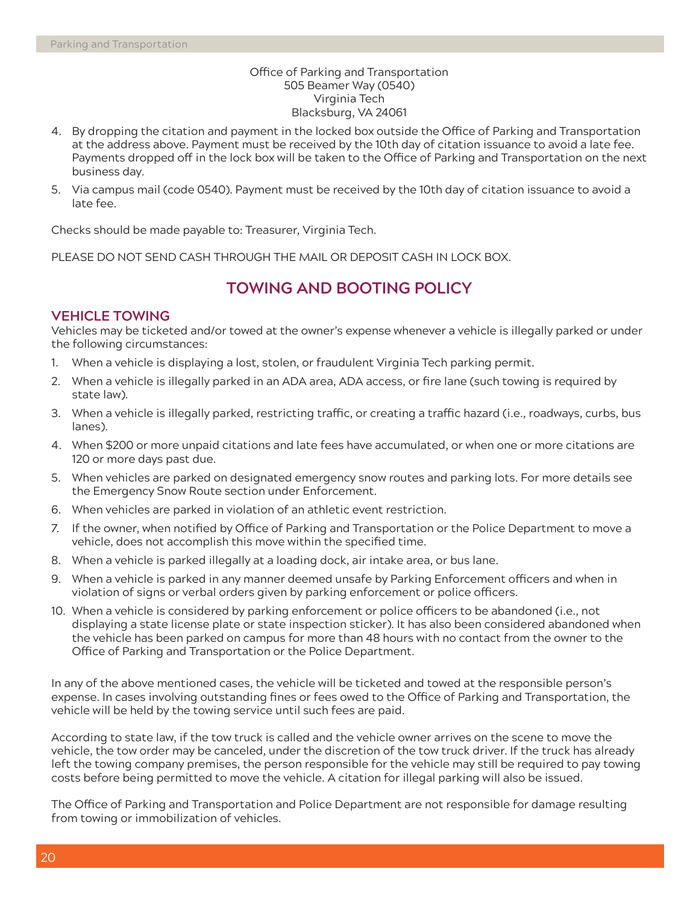Office of Parking and Transportation
505 Beamer Way (0540)
Virginia Tech
Blacksburg, VA 24061

4. By dropping the citation and payment in the locked box outside the Office of Parking and Transportation at the address above. Payment must be received by the 10th day of citation issuance to avoid a late fee. Payments dropped off in the lock box will be taken to the Office of Parking and Transportation on the next business day.
5. Via campus mail (code 0540). Payment must be received by the 10th day of citation issuance to avoid a late fee.

Checks should be made payable to: Treasurer, Virginia Tech.

PLEASE DO NOT SEND CASH THROUGH THE MAIL OR DEPOSIT CASH IN LOCK BOX.

## TOWING AND BOOTING POLICY

### VEHICLE TOWING

Vehicles may be ticketed and/or towed at the owner's expense whenever a vehicle is illegally parked or under the following circumstances:

1. When a vehicle is displaying a lost, stolen, or fraudulent Virginia Tech parking permit.
2. When a vehicle is illegally parked in an ADA area, ADA access, or fire lane (such towing is required by state law).
3. When a vehicle is illegally parked, restricting traffic, or creating a traffic hazard (i.e., roadways, curbs, bus lanes).
4. When $200 or more unpaid citations and late fees have accumulated, or when one or more citations are 120 or more days past due.
5. When vehicles are parked on designated emergency snow routes and parking lots. For more details see the Emergency Snow Route section under Enforcement.
6. When vehicles are parked in violation of an athletic event restriction.
7. If the owner, when notified by Office of Parking and Transportation or the Police Department to move a vehicle, does not accomplish this move within the specified time.
8. When a vehicle is parked illegally at a loading dock, air intake area, or bus lane.
9. When a vehicle is parked in any manner deemed unsafe by Parking Enforcement officers and when in violation of signs or verbal orders given by parking enforcement or police officers.
10. When a vehicle is considered by parking enforcement or police officers to be abandoned (i.e., not displaying a state license plate or state inspection sticker). It has also been considered abandoned when the vehicle has been parked on campus for more than 48 hours with no contact from the owner to the Office of Parking and Transportation or the Police Department.

In any of the above mentioned cases, the vehicle will be ticketed and towed at the responsible person's expense. In cases involving outstanding fines or fees owed to the Office of Parking and Transportation, the vehicle will be held by the towing service until such fees are paid.

According to state law, if the tow truck is called and the vehicle owner arrives on the scene to move the vehicle, the tow order may be canceled, under the discretion of the tow truck driver. If the truck has already left the towing company premises, the person responsible for the vehicle may still be required to pay towing costs before being permitted to move the vehicle. A citation for illegal parking will also be issued.

The Office of Parking and Transportation and Police Department are not responsible for damage resulting from towing or immobilization of vehicles.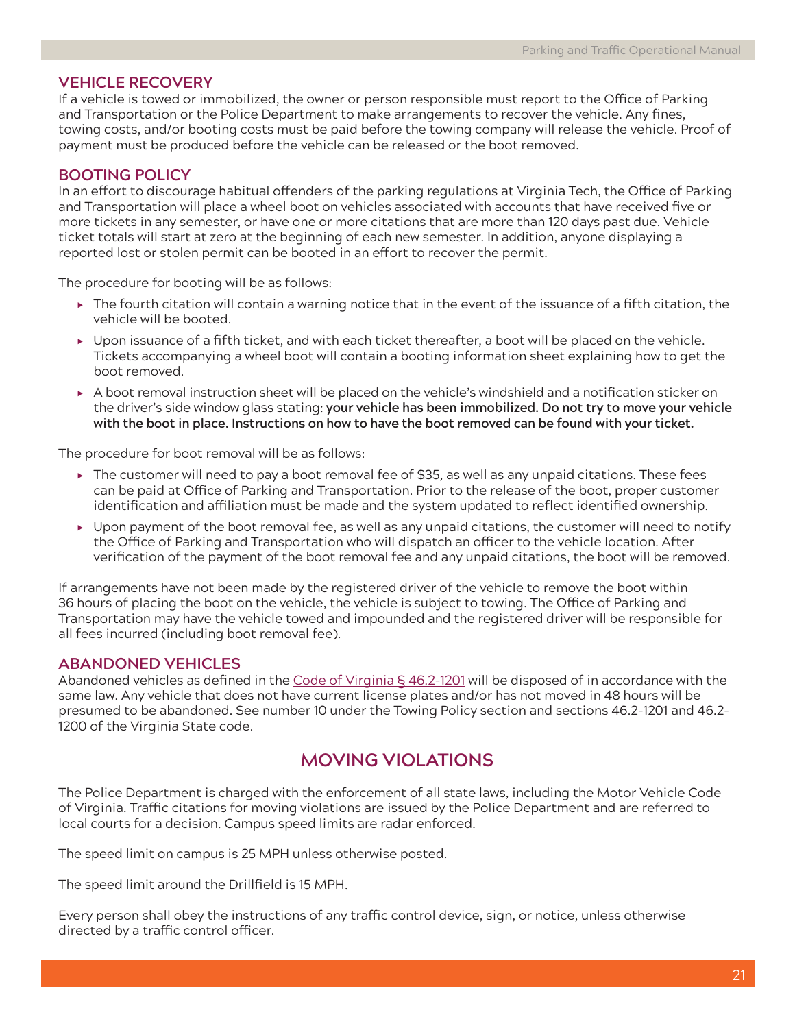## VEHICLE RECOVERY

If a vehicle is towed or immobilized, the owner or person responsible must report to the Office of Parking and Transportation or the Police Department to make arrangements to recover the vehicle. Any fines, towing costs, and/or booting costs must be paid before the towing company will release the vehicle. Proof of payment must be produced before the vehicle can be released or the boot removed.

## BOOTING POLICY

In an effort to discourage habitual offenders of the parking regulations at Virginia Tech, the Office of Parking and Transportation will place a wheel boot on vehicles associated with accounts that have received five or more tickets in any semester, or have one or more citations that are more than 120 days past due. Vehicle ticket totals will start at zero at the beginning of each new semester. In addition, anyone displaying a reported lost or stolen permit can be booted in an effort to recover the permit.

The procedure for booting will be as follows:

- The fourth citation will contain a warning notice that in the event of the issuance of a fifth citation, the vehicle will be booted.
- Upon issuance of a fifth ticket, and with each ticket thereafter, a boot will be placed on the vehicle. Tickets accompanying a wheel boot will contain a booting information sheet explaining how to get the boot removed.
- A boot removal instruction sheet will be placed on the vehicle's windshield and a notification sticker on the driver's side window glass stating: **your vehicle has been immobilized. Do not try to move your vehicle with the boot in place. Instructions on how to have the boot removed can be found with your ticket.**

The procedure for boot removal will be as follows:

- The customer will need to pay a boot removal fee of $35, as well as any unpaid citations. These fees can be paid at Office of Parking and Transportation. Prior to the release of the boot, proper customer identification and affiliation must be made and the system updated to reflect identified ownership.
- Upon payment of the boot removal fee, as well as any unpaid citations, the customer will need to notify the Office of Parking and Transportation who will dispatch an officer to the vehicle location. After verification of the payment of the boot removal fee and any unpaid citations, the boot will be removed.

If arrangements have not been made by the registered driver of the vehicle to remove the boot within 36 hours of placing the boot on the vehicle, the vehicle is subject to towing. The Office of Parking and Transportation may have the vehicle towed and impounded and the registered driver will be responsible for all fees incurred (including boot removal fee).

## ABANDONED VEHICLES

Abandoned vehicles as defined in the Code of Virginia § 46.2-1201 will be disposed of in accordance with the same law. Any vehicle that does not have current license plates and/or has not moved in 48 hours will be presumed to be abandoned. See number 10 under the Towing Policy section and sections 46.2-1201 and 46.2-1200 of the Virginia State code.

# MOVING VIOLATIONS

The Police Department is charged with the enforcement of all state laws, including the Motor Vehicle Code of Virginia. Traffic citations for moving violations are issued by the Police Department and are referred to local courts for a decision. Campus speed limits are radar enforced.

The speed limit on campus is 25 MPH unless otherwise posted.

The speed limit around the Drillfield is 15 MPH.

Every person shall obey the instructions of any traffic control device, sign, or notice, unless otherwise directed by a traffic control officer.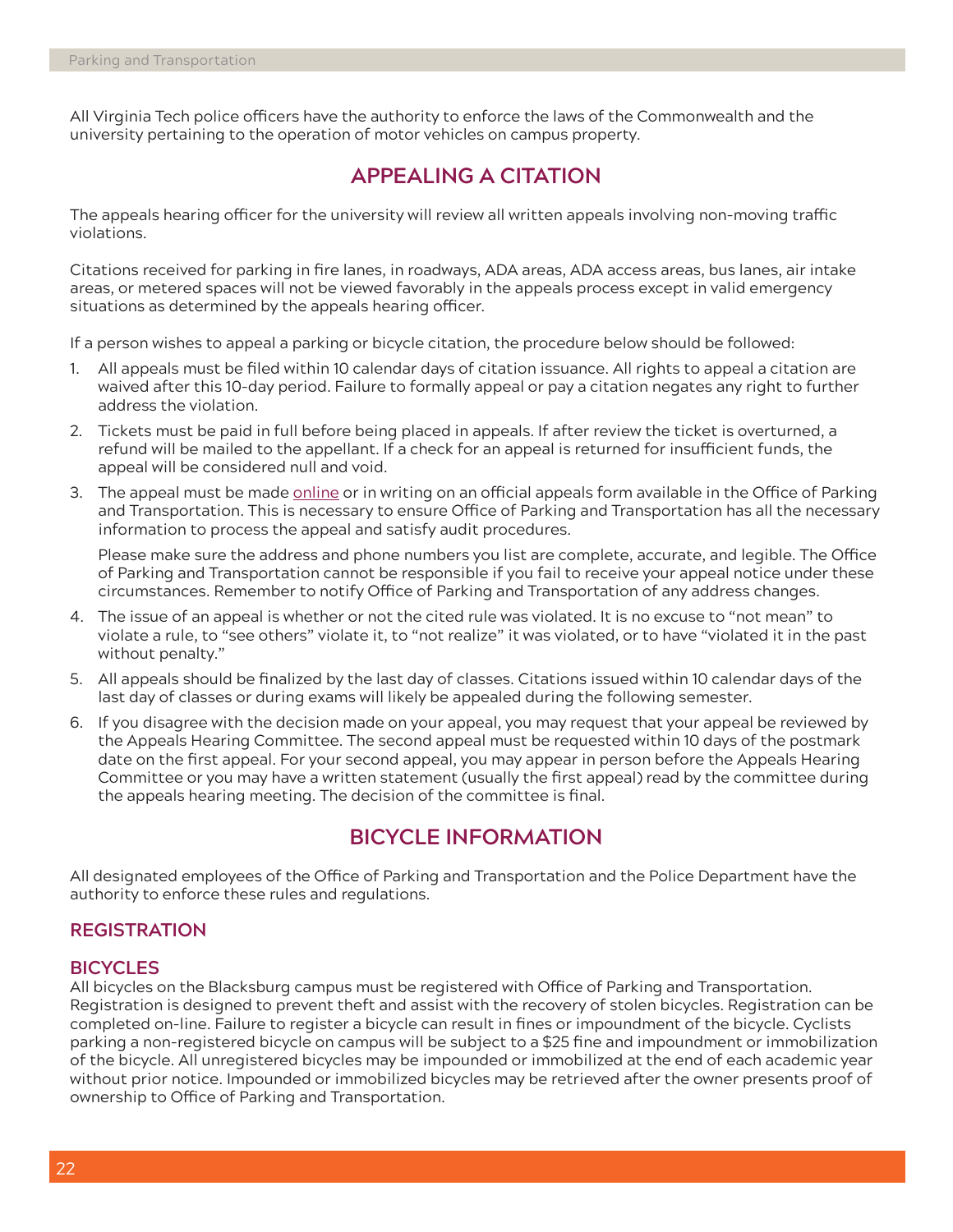All Virginia Tech police officers have the authority to enforce the laws of the Commonwealth and the university pertaining to the operation of motor vehicles on campus property.

## APPEALING A CITATION

The appeals hearing officer for the university will review all written appeals involving non-moving traffic violations.

Citations received for parking in fire lanes, in roadways, ADA areas, ADA access areas, bus lanes, air intake areas, or metered spaces will not be viewed favorably in the appeals process except in valid emergency situations as determined by the appeals hearing officer.

If a person wishes to appeal a parking or bicycle citation, the procedure below should be followed:

1. All appeals must be filed within 10 calendar days of citation issuance. All rights to appeal a citation are waived after this 10-day period. Failure to formally appeal or pay a citation negates any right to further address the violation.
2. Tickets must be paid in full before being placed in appeals. If after review the ticket is overturned, a refund will be mailed to the appellant. If a check for an appeal is returned for insufficient funds, the appeal will be considered null and void.
3. The appeal must be made online or in writing on an official appeals form available in the Office of Parking and Transportation. This is necessary to ensure Office of Parking and Transportation has all the necessary information to process the appeal and satisfy audit procedures.

   Please make sure the address and phone numbers you list are complete, accurate, and legible. The Office of Parking and Transportation cannot be responsible if you fail to receive your appeal notice under these circumstances. Remember to notify Office of Parking and Transportation of any address changes.
4. The issue of an appeal is whether or not the cited rule was violated. It is no excuse to "not mean" to violate a rule, to "see others" violate it, to "not realize" it was violated, or to have "violated it in the past without penalty."
5. All appeals should be finalized by the last day of classes. Citations issued within 10 calendar days of the last day of classes or during exams will likely be appealed during the following semester.
6. If you disagree with the decision made on your appeal, you may request that your appeal be reviewed by the Appeals Hearing Committee. The second appeal must be requested within 10 days of the postmark date on the first appeal. For your second appeal, you may appear in person before the Appeals Hearing Committee or you may have a written statement (usually the first appeal) read by the committee during the appeals hearing meeting. The decision of the committee is final.

## BICYCLE INFORMATION

All designated employees of the Office of Parking and Transportation and the Police Department have the authority to enforce these rules and regulations.

### REGISTRATION

### BICYCLES

All bicycles on the Blacksburg campus must be registered with Office of Parking and Transportation. Registration is designed to prevent theft and assist with the recovery of stolen bicycles. Registration can be completed on-line. Failure to register a bicycle can result in fines or impoundment of the bicycle. Cyclists parking a non-registered bicycle on campus will be subject to a $25 fine and impoundment or immobilization of the bicycle. All unregistered bicycles may be impounded or immobilized at the end of each academic year without prior notice. Impounded or immobilized bicycles may be retrieved after the owner presents proof of ownership to Office of Parking and Transportation.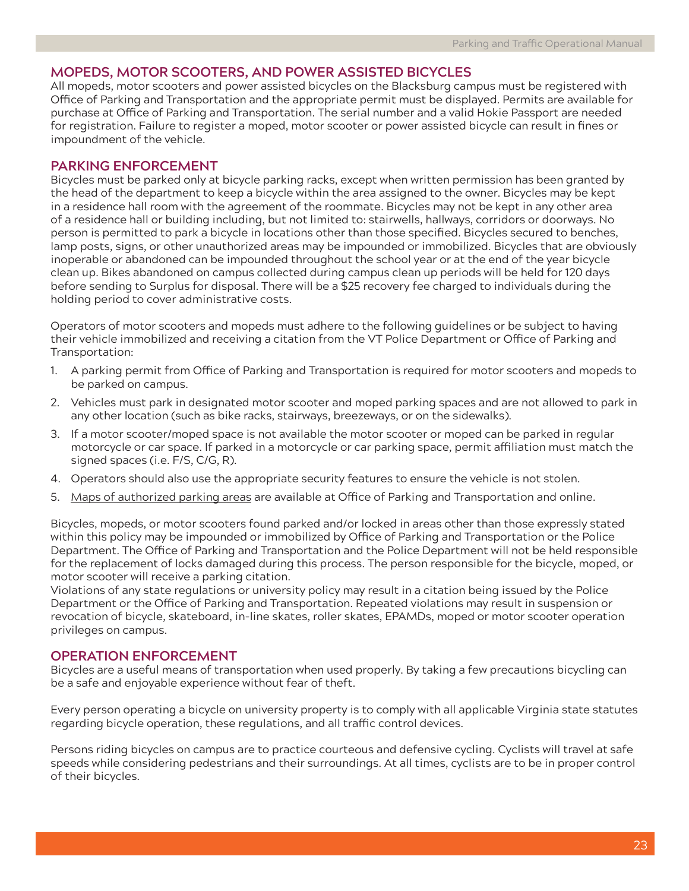## MOPEDS, MOTOR SCOOTERS, AND POWER ASSISTED BICYCLES

All mopeds, motor scooters and power assisted bicycles on the Blacksburg campus must be registered with Office of Parking and Transportation and the appropriate permit must be displayed. Permits are available for purchase at Office of Parking and Transportation. The serial number and a valid Hokie Passport are needed for registration. Failure to register a moped, motor scooter or power assisted bicycle can result in fines or impoundment of the vehicle.

## PARKING ENFORCEMENT

Bicycles must be parked only at bicycle parking racks, except when written permission has been granted by the head of the department to keep a bicycle within the area assigned to the owner. Bicycles may be kept in a residence hall room with the agreement of the roommate. Bicycles may not be kept in any other area of a residence hall or building including, but not limited to: stairwells, hallways, corridors or doorways. No person is permitted to park a bicycle in locations other than those specified. Bicycles secured to benches, lamp posts, signs, or other unauthorized areas may be impounded or immobilized. Bicycles that are obviously inoperable or abandoned can be impounded throughout the school year or at the end of the year bicycle clean up. Bikes abandoned on campus collected during campus clean up periods will be held for 120 days before sending to Surplus for disposal. There will be a $25 recovery fee charged to individuals during the holding period to cover administrative costs.

Operators of motor scooters and mopeds must adhere to the following guidelines or be subject to having their vehicle immobilized and receiving a citation from the VT Police Department or Office of Parking and Transportation:

1. A parking permit from Office of Parking and Transportation is required for motor scooters and mopeds to be parked on campus.
2. Vehicles must park in designated motor scooter and moped parking spaces and are not allowed to park in any other location (such as bike racks, stairways, breezeways, or on the sidewalks).
3. If a motor scooter/moped space is not available the motor scooter or moped can be parked in regular motorcycle or car space. If parked in a motorcycle or car parking space, permit affiliation must match the signed spaces (i.e. F/S, C/G, R).
4. Operators should also use the appropriate security features to ensure the vehicle is not stolen.
5. Maps of authorized parking areas are available at Office of Parking and Transportation and online.

Bicycles, mopeds, or motor scooters found parked and/or locked in areas other than those expressly stated within this policy may be impounded or immobilized by Office of Parking and Transportation or the Police Department. The Office of Parking and Transportation and the Police Department will not be held responsible for the replacement of locks damaged during this process. The person responsible for the bicycle, moped, or motor scooter will receive a parking citation.
Violations of any state regulations or university policy may result in a citation being issued by the Police Department or the Office of Parking and Transportation. Repeated violations may result in suspension or revocation of bicycle, skateboard, in-line skates, roller skates, EPAMDs, moped or motor scooter operation privileges on campus.

## OPERATION ENFORCEMENT

Bicycles are a useful means of transportation when used properly. By taking a few precautions bicycling can be a safe and enjoyable experience without fear of theft.

Every person operating a bicycle on university property is to comply with all applicable Virginia state statutes regarding bicycle operation, these regulations, and all traffic control devices.

Persons riding bicycles on campus are to practice courteous and defensive cycling. Cyclists will travel at safe speeds while considering pedestrians and their surroundings. At all times, cyclists are to be in proper control of their bicycles.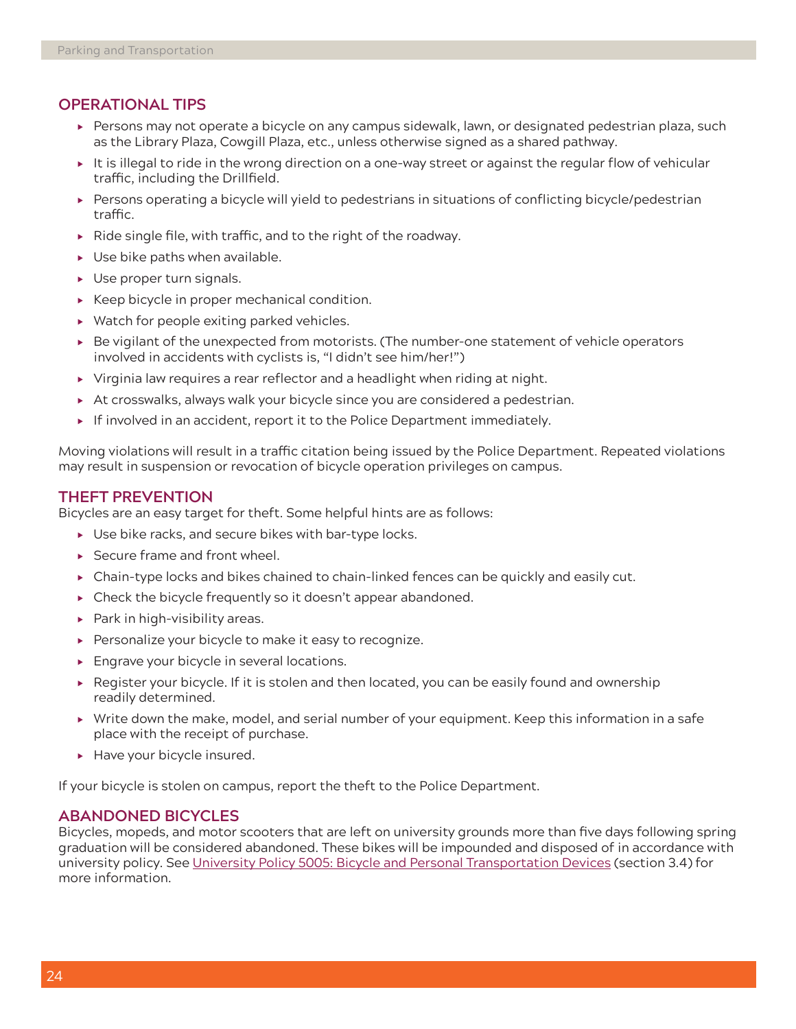## OPERATIONAL TIPS

- Persons may not operate a bicycle on any campus sidewalk, lawn, or designated pedestrian plaza, such as the Library Plaza, Cowgill Plaza, etc., unless otherwise signed as a shared pathway.
- It is illegal to ride in the wrong direction on a one-way street or against the regular flow of vehicular traffic, including the Drillfield.
- Persons operating a bicycle will yield to pedestrians in situations of conflicting bicycle/pedestrian traffic.
- Ride single file, with traffic, and to the right of the roadway.
- Use bike paths when available.
- Use proper turn signals.
- Keep bicycle in proper mechanical condition.
- Watch for people exiting parked vehicles.
- Be vigilant of the unexpected from motorists. (The number-one statement of vehicle operators involved in accidents with cyclists is, "I didn't see him/her!")
- Virginia law requires a rear reflector and a headlight when riding at night.
- At crosswalks, always walk your bicycle since you are considered a pedestrian.
- If involved in an accident, report it to the Police Department immediately.

Moving violations will result in a traffic citation being issued by the Police Department. Repeated violations may result in suspension or revocation of bicycle operation privileges on campus.

## THEFT PREVENTION

Bicycles are an easy target for theft. Some helpful hints are as follows:

- Use bike racks, and secure bikes with bar-type locks.
- Secure frame and front wheel.
- Chain-type locks and bikes chained to chain-linked fences can be quickly and easily cut.
- Check the bicycle frequently so it doesn't appear abandoned.
- Park in high-visibility areas.
- Personalize your bicycle to make it easy to recognize.
- Engrave your bicycle in several locations.
- Register your bicycle. If it is stolen and then located, you can be easily found and ownership readily determined.
- Write down the make, model, and serial number of your equipment. Keep this information in a safe place with the receipt of purchase.
- Have your bicycle insured.

If your bicycle is stolen on campus, report the theft to the Police Department.

## ABANDONED BICYCLES

Bicycles, mopeds, and motor scooters that are left on university grounds more than five days following spring graduation will be considered abandoned. These bikes will be impounded and disposed of in accordance with university policy. See University Policy 5005: Bicycle and Personal Transportation Devices (section 3.4) for more information.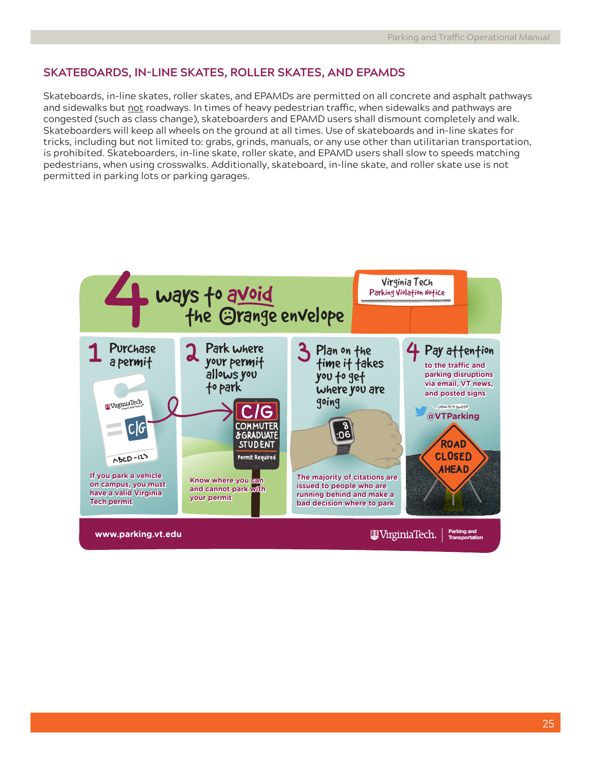## SKATEBOARDS, IN-LINE SKATES, ROLLER SKATES, AND EPAMDS

Skateboards, in-line skates, roller skates, and EPAMDs are permitted on all concrete and asphalt pathways and sidewalks but not roadways. In times of heavy pedestrian traffic, when sidewalks and pathways are congested (such as class change), skateboarders and EPAMD users shall dismount completely and walk. Skateboarders will keep all wheels on the ground at all times. Use of skateboards and in-line skates for tricks, including but not limited to: grabs, grinds, manuals, or any use other than utilitarian transportation, is prohibited. Skateboarders, in-line skate, roller skate, and EPAMD users shall slow to speeds matching pedestrians, when using crosswalks. Additionally, skateboard, in-line skate, and roller skate use is not permitted in parking lots or parking garages.

### 4 ways to avoid the Orange envelope

Virginia Tech Parking Violation Notice

**1 Purchase a permit**

If you park a vehicle on campus, you must have a valid Virginia Tech permit

**2 Park where your permit allows you to park**

C/G COMMUTER & GRADUATE STUDENT Permit Required

Know where you can and cannot park with your permit

**3 Plan on the time it takes you to get where you are going**

The majority of citations are issued to people who are running behind and make a bad decision where to park

**4 Pay attention**

to the traffic and parking disruptions via email, VT news, and posted signs

Follow us on twitter @VTParking

ROAD CLOSED AHEAD

www.parking.vt.edu

Virginia Tech. Parking and Transportation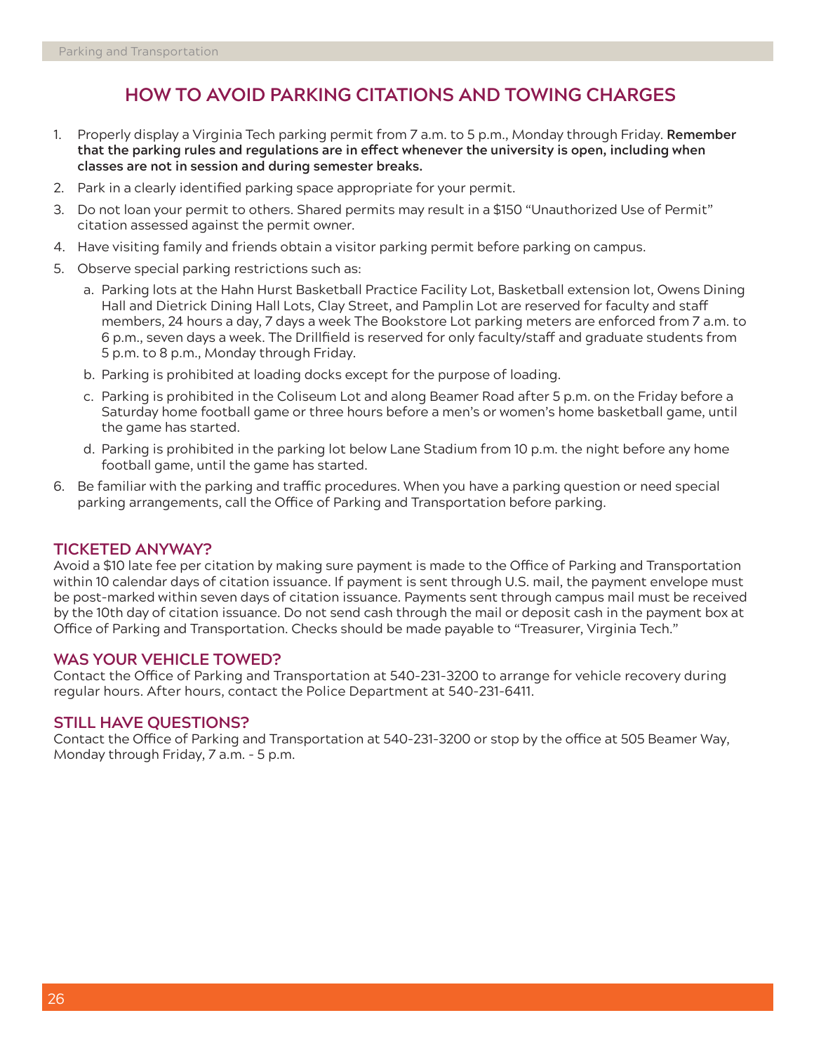## HOW TO AVOID PARKING CITATIONS AND TOWING CHARGES

1. Properly display a Virginia Tech parking permit from 7 a.m. to 5 p.m., Monday through Friday. **Remember that the parking rules and regulations are in effect whenever the university is open, including when classes are not in session and during semester breaks.**
2. Park in a clearly identified parking space appropriate for your permit.
3. Do not loan your permit to others. Shared permits may result in a $150 "Unauthorized Use of Permit" citation assessed against the permit owner.
4. Have visiting family and friends obtain a visitor parking permit before parking on campus.
5. Observe special parking restrictions such as:
   a. Parking lots at the Hahn Hurst Basketball Practice Facility Lot, Basketball extension lot, Owens Dining Hall and Dietrick Dining Hall Lots, Clay Street, and Pamplin Lot are reserved for faculty and staff members, 24 hours a day, 7 days a week The Bookstore Lot parking meters are enforced from 7 a.m. to 6 p.m., seven days a week. The Drillfield is reserved for only faculty/staff and graduate students from 5 p.m. to 8 p.m., Monday through Friday.
   b. Parking is prohibited at loading docks except for the purpose of loading.
   c. Parking is prohibited in the Coliseum Lot and along Beamer Road after 5 p.m. on the Friday before a Saturday home football game or three hours before a men's or women's home basketball game, until the game has started.
   d. Parking is prohibited in the parking lot below Lane Stadium from 10 p.m. the night before any home football game, until the game has started.
6. Be familiar with the parking and traffic procedures. When you have a parking question or need special parking arrangements, call the Office of Parking and Transportation before parking.

### TICKETED ANYWAY?

Avoid a $10 late fee per citation by making sure payment is made to the Office of Parking and Transportation within 10 calendar days of citation issuance. If payment is sent through U.S. mail, the payment envelope must be post-marked within seven days of citation issuance. Payments sent through campus mail must be received by the 10th day of citation issuance. Do not send cash through the mail or deposit cash in the payment box at Office of Parking and Transportation. Checks should be made payable to "Treasurer, Virginia Tech."

### WAS YOUR VEHICLE TOWED?

Contact the Office of Parking and Transportation at 540-231-3200 to arrange for vehicle recovery during regular hours. After hours, contact the Police Department at 540-231-6411.

### STILL HAVE QUESTIONS?

Contact the Office of Parking and Transportation at 540-231-3200 or stop by the office at 505 Beamer Way, Monday through Friday, 7 a.m. - 5 p.m.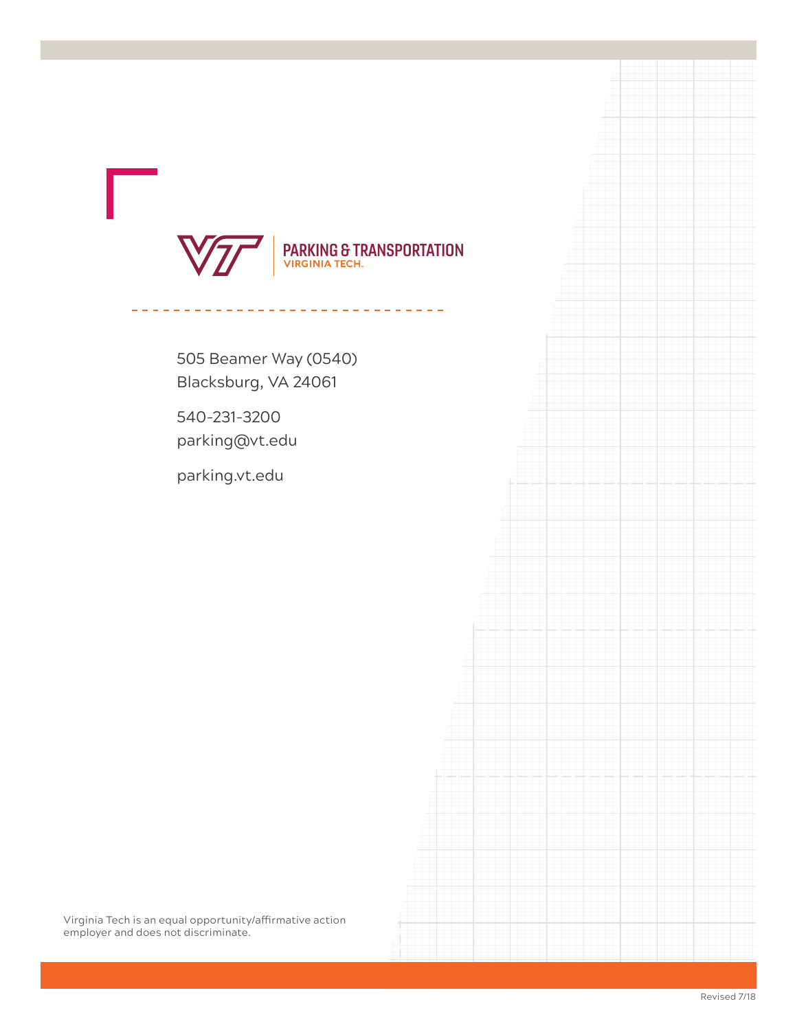PARKING & TRANSPORTATION
VIRGINIA TECH.

505 Beamer Way (0540)
Blacksburg, VA 24061

540-231-3200
parking@vt.edu

parking.vt.edu

Virginia Tech is an equal opportunity/affirmative action employer and does not discriminate.

Revised 7/18